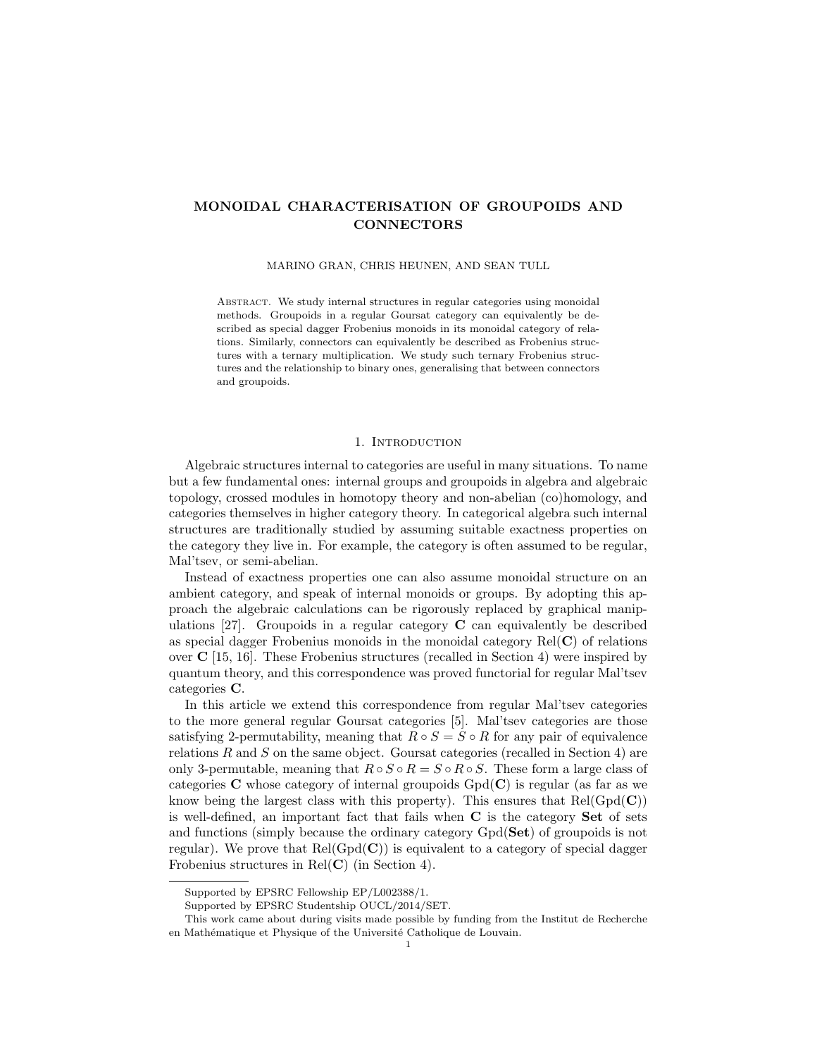# MONOIDAL CHARACTERISATION OF GROUPOIDS AND CONNECTORS

MARINO GRAN, CHRIS HEUNEN, AND SEAN TULL

Abstract. We study internal structures in regular categories using monoidal methods. Groupoids in a regular Goursat category can equivalently be described as special dagger Frobenius monoids in its monoidal category of relations. Similarly, connectors can equivalently be described as Frobenius structures with a ternary multiplication. We study such ternary Frobenius structures and the relationship to binary ones, generalising that between connectors and groupoids.

## 1. Introduction

Algebraic structures internal to categories are useful in many situations. To name but a few fundamental ones: internal groups and groupoids in algebra and algebraic topology, crossed modules in homotopy theory and non-abelian (co)homology, and categories themselves in higher category theory. In categorical algebra such internal structures are traditionally studied by assuming suitable exactness properties on the category they live in. For example, the category is often assumed to be regular, Mal'tsev, or semi-abelian.

Instead of exactness properties one can also assume monoidal structure on an ambient category, and speak of internal monoids or groups. By adopting this approach the algebraic calculations can be rigorously replaced by graphical manipulations [27]. Groupoids in a regular category $\mathbf{C}$ can equivalently be described as special dagger Frobenius monoids in the monoidal category $\mathrm{Rel}(\mathbf{C})$ of relations over $\mathbf{C}$ [15, 16]. These Frobenius structures (recalled in Section 4) were inspired by quantum theory, and this correspondence was proved functorial for regular Mal'tsev categories $\mathbf{C}$.

In this article we extend this correspondence from regular Mal'tsev categories to the more general regular Goursat categories [5]. Mal'tsev categories are those satisfying 2-permutability, meaning that $R \circ S = S \circ R$ for any pair of equivalence relations $R$ and $S$ on the same object. Goursat categories (recalled in Section 4) are only 3-permutable, meaning that $R \circ S \circ R = S \circ R \circ S$. These form a large class of categories $\mathbf{C}$ whose category of internal groupoids $\mathrm{Gpd}(\mathbf{C})$ is regular (as far as we know being the largest class with this property). This ensures that $\mathrm{Rel}(\mathrm{Gpd}(\mathbf{C}))$ is well-defined, an important fact that fails when $\mathbf{C}$ is the category $\mathbf{Set}$ of sets and functions (simply because the ordinary category $\mathrm{Gpd}(\mathbf{Set})$ of groupoids is not regular). We prove that $\mathrm{Rel}(\mathrm{Gpd}(\mathbf{C}))$ is equivalent to a category of special dagger Frobenius structures in $\mathrm{Rel}(\mathbf{C})$ (in Section 4).

Supported by EPSRC Fellowship EP/L002388/1.

Supported by EPSRC Studentship OUCL/2014/SET.

This work came about during visits made possible by funding from the Institut de Recherche en Mathématique et Physique of the Université Catholique de Louvain.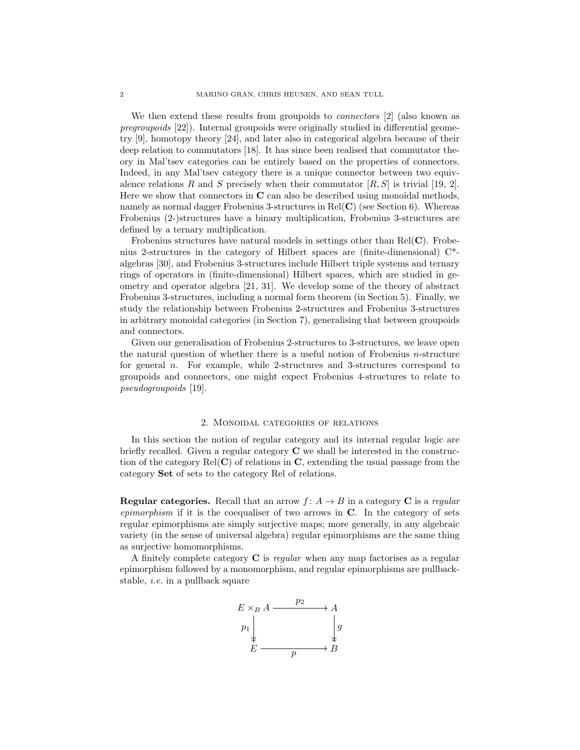We then extend these results from groupoids to *connectors* [2] (also known as *pregroupoids* [22]). Internal groupoids were originally studied in differential geometry [9], homotopy theory [24], and later also in categorical algebra because of their deep relation to commutators [18]. It has since been realised that commutator theory in Mal'tsev categories can be entirely based on the properties of connectors. Indeed, in any Mal'tsev category there is a unique connector between two equivalence relations $R$ and $S$ precisely when their commutator $[R, S]$ is trivial [19, 2]. Here we show that connectors in $\mathbf{C}$ can also be described using monoidal methods, namely as normal dagger Frobenius 3-structures in $\mathrm{Rel}(\mathbf{C})$ (see Section 6). Whereas Frobenius (2-)structures have a binary multiplication, Frobenius 3-structures are defined by a ternary multiplication.

Frobenius structures have natural models in settings other than $\mathrm{Rel}(\mathbf{C})$. Frobenius 2-structures in the category of Hilbert spaces are (finite-dimensional) C*-algebras [30], and Frobenius 3-structures include Hilbert triple systems and ternary rings of operators in (finite-dimensional) Hilbert spaces, which are studied in geometry and operator algebra [21, 31]. We develop some of the theory of abstract Frobenius 3-structures, including a normal form theorem (in Section 5). Finally, we study the relationship between Frobenius 2-structures and Frobenius 3-structures in arbitrary monoidal categories (in Section 7), generalising that between groupoids and connectors.

Given our generalisation of Frobenius 2-structures to 3-structures, we leave open the natural question of whether there is a useful notion of Frobenius $n$-structure for general $n$. For example, while 2-structures and 3-structures correspond to groupoids and connectors, one might expect Frobenius 4-structures to relate to *pseudogroupoids* [19].

## 2. Monoidal categories of relations

In this section the notion of regular category and its internal regular logic are briefly recalled. Given a regular category $\mathbf{C}$ we shall be interested in the construction of the category $\mathrm{Rel}(\mathbf{C})$ of relations in $\mathbf{C}$, extending the usual passage from the category **Set** of sets to the category Rel of relations.

**Regular categories.** Recall that an arrow $f\colon A \to B$ in a category $\mathbf{C}$ is a *regular epimorphism* if it is the coequaliser of two arrows in $\mathbf{C}$. In the category of sets regular epimorphisms are simply surjective maps; more generally, in any algebraic variety (in the sense of universal algebra) regular epimorphisms are the same thing as surjective homomorphisms.

A finitely complete category $\mathbf{C}$ is *regular* when any map factorises as a regular epimorphism followed by a monomorphism, and regular epimorphisms are pullback-stable, *i.e.* in a pullback square

$$\begin{array}{ccc} E \times_B A & \xrightarrow{\;p_2\;} & A \\ {\scriptstyle p_1}\downarrow & & \downarrow{\scriptstyle g} \\ E & \xrightarrow[\;p\;]{} & B \end{array}$$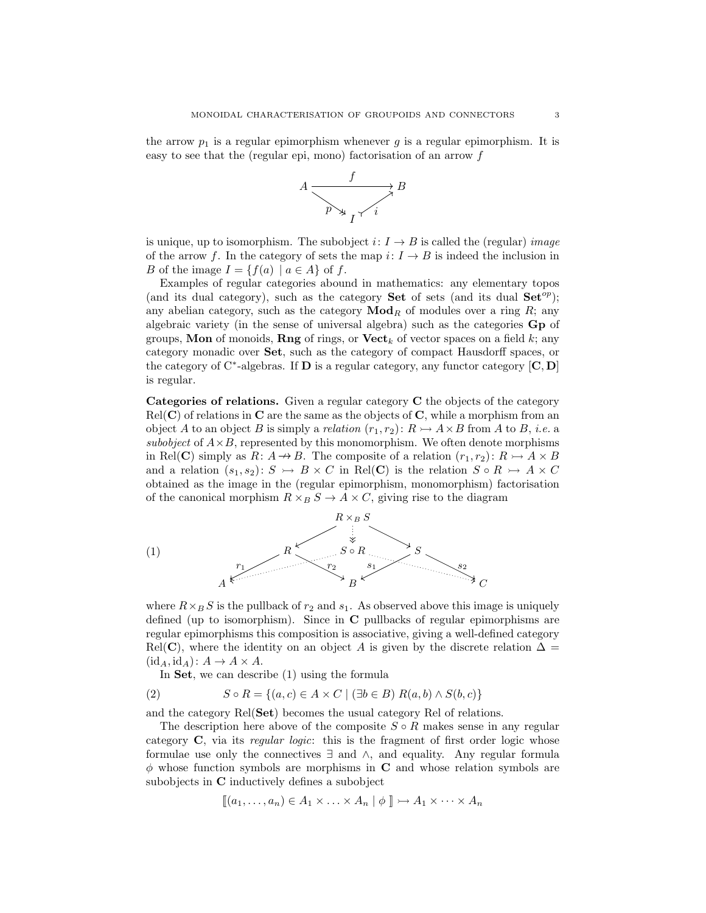the arrow $p_1$ is a regular epimorphism whenever $g$ is a regular epimorphism. It is easy to see that the (regular epi, mono) factorisation of an arrow $f$

$$
\begin{array}{ccc}
A & \xrightarrow{\quad f \quad} & B \\
& {}_{p}\searrow \quad \nearrow_{i} & \\
& I &
\end{array}
$$

is unique, up to isomorphism. The subobject $i \colon I \to B$ is called the (regular) *image* of the arrow $f$. In the category of sets the map $i \colon I \to B$ is indeed the inclusion in $B$ of the image $I = \{f(a) \mid a \in A\}$ of $f$.

Examples of regular categories abound in mathematics: any elementary topos (and its dual category), such as the category **Set** of sets (and its dual $\mathbf{Set}^{op}$); any abelian category, such as the category $\mathbf{Mod}_R$ of modules over a ring $R$; any algebraic variety (in the sense of universal algebra) such as the categories **Gp** of groups, **Mon** of monoids, **Rng** of rings, or $\mathbf{Vect}_k$ of vector spaces on a field $k$; any category monadic over **Set**, such as the category of compact Hausdorff spaces, or the category of C$^*$-algebras. If **D** is a regular category, any functor category $[\mathbf{C}, \mathbf{D}]$ is regular.

**Categories of relations.** Given a regular category **C** the objects of the category $\mathrm{Rel}(\mathbf{C})$ of relations in **C** are the same as the objects of **C**, while a morphism from an object $A$ to an object $B$ is simply a *relation* $(r_1, r_2) \colon R \rightarrowtail A \times B$ from $A$ to $B$, *i.e.* a *subobject* of $A \times B$, represented by this monomorphism. We often denote morphisms in $\mathrm{Rel}(\mathbf{C})$ simply as $R \colon A \twoheadrightarrow B$. The composite of a relation $(r_1, r_2) \colon R \rightarrowtail A \times B$ and a relation $(s_1, s_2) \colon S \rightarrowtail B \times C$ in $\mathrm{Rel}(\mathbf{C})$ is the relation $S \circ R \rightarrowtail A \times C$ obtained as the image in the (regular epimorphism, monomorphism) factorisation of the canonical morphism $R \times_B S \to A \times C$, giving rise to the diagram

$$
\begin{array}{ccccccc}
 & & & R \times_B S & & & \\
 & & \swarrow & \vdots & \searrow & & \\
(1) \qquad & R & & S \circ R & & S & \\
{}^{r_1}\swarrow & & \searrow^{r_2} \quad {}^{s_1}\swarrow & & \searrow^{s_2} & & \\
A & & & B & & & C
\end{array}
$$

where $R \times_B S$ is the pullback of $r_2$ and $s_1$. As observed above this image is uniquely defined (up to isomorphism). Since in **C** pullbacks of regular epimorphisms are regular epimorphisms this composition is associative, giving a well-defined category $\mathrm{Rel}(\mathbf{C})$, where the identity on an object $A$ is given by the discrete relation $\Delta = (\mathrm{id}_A, \mathrm{id}_A) \colon A \to A \times A$.

In **Set**, we can describe (1) using the formula

$$
S \circ R = \{(a, c) \in A \times C \mid (\exists b \in B) \; R(a, b) \wedge S(b, c)\} \tag{2}
$$

and the category $\mathrm{Rel}(\mathbf{Set})$ becomes the usual category Rel of relations.

The description here above of the composite $S \circ R$ makes sense in any regular category **C**, via its *regular logic*: this is the fragment of first order logic whose formulae use only the connectives $\exists$ and $\wedge$, and equality. Any regular formula $\phi$ whose function symbols are morphisms in **C** and whose relation symbols are subobjects in **C** inductively defines a subobject

$$
[\![ (a_1, \ldots, a_n) \in A_1 \times \ldots \times A_n \mid \phi ]\!] \rightarrowtail A_1 \times \cdots \times A_n
$$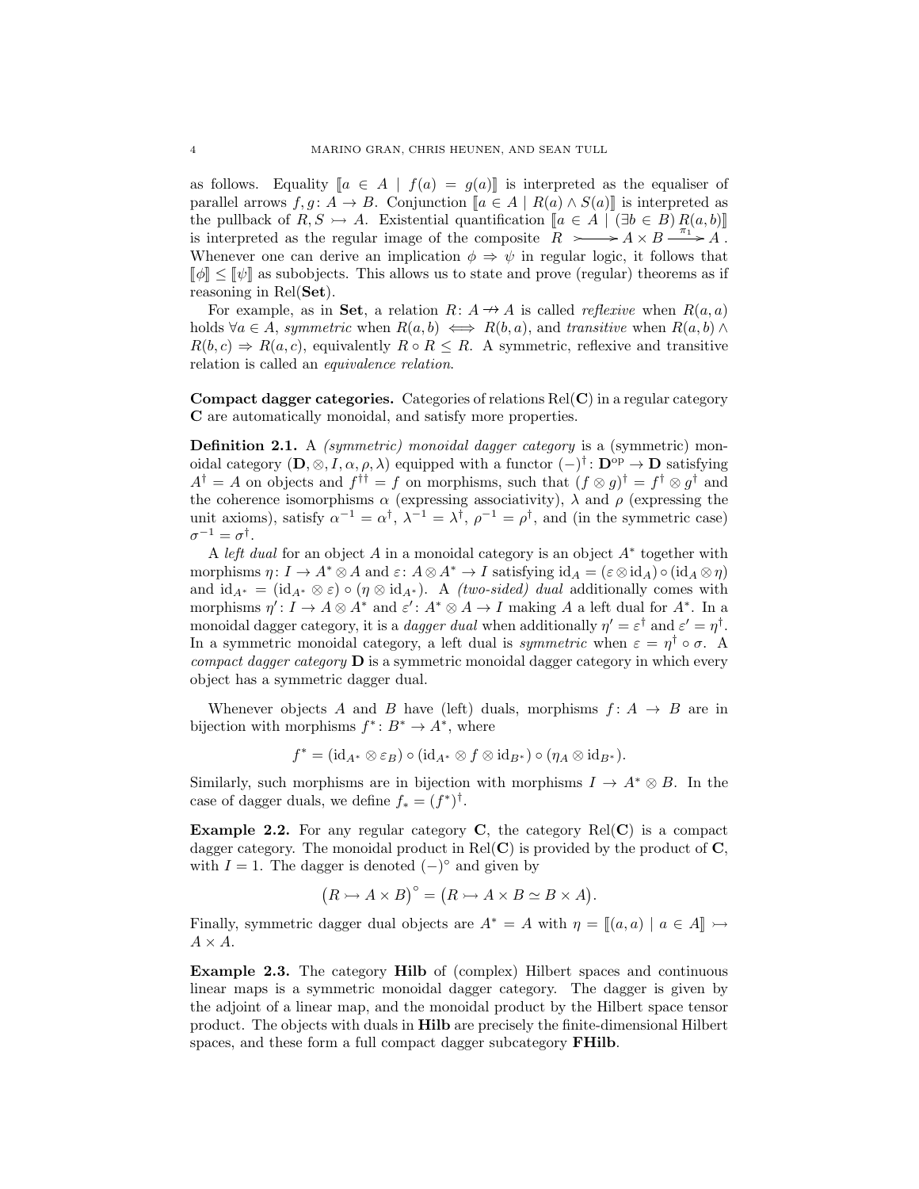as follows. Equality $[\![a \in A \mid f(a) = g(a)]\!]$ is interpreted as the equaliser of parallel arrows $f, g\colon A \to B$. Conjunction $[\![a \in A \mid R(a) \wedge S(a)]\!]$ is interpreted as the pullback of $R, S \rightarrowtail A$. Existential quantification $[\![a \in A \mid (\exists b \in B)\, R(a,b)]\!]$ is interpreted as the regular image of the composite $R \rightarrowtail A \times B \xrightarrow{\pi_1} A$. Whenever one can derive an implication $\phi \Rightarrow \psi$ in regular logic, it follows that $[\![\phi]\!] \leq [\![\psi]\!]$ as subobjects. This allows us to state and prove (regular) theorems as if reasoning in $\mathrm{Rel}(\mathbf{Set})$.

For example, as in $\mathbf{Set}$, a relation $R\colon A \nrightarrow A$ is called *reflexive* when $R(a,a)$ holds $\forall a \in A$, *symmetric* when $R(a,b) \iff R(b,a)$, and *transitive* when $R(a,b) \wedge R(b,c) \Rightarrow R(a,c)$, equivalently $R \circ R \leq R$. A symmetric, reflexive and transitive relation is called an *equivalence relation*.

**Compact dagger categories.** Categories of relations $\mathrm{Rel}(\mathbf{C})$ in a regular category $\mathbf{C}$ are automatically monoidal, and satisfy more properties.

**Definition 2.1.** A *(symmetric) monoidal dagger category* is a (symmetric) monoidal category $(\mathbf{D}, \otimes, I, \alpha, \rho, \lambda)$ equipped with a functor $(-)^\dagger\colon \mathbf{D}^{\mathrm{op}} \to \mathbf{D}$ satisfying $A^\dagger = A$ on objects and $f^{\dagger\dagger} = f$ on morphisms, such that $(f \otimes g)^\dagger = f^\dagger \otimes g^\dagger$ and the coherence isomorphisms $\alpha$ (expressing associativity), $\lambda$ and $\rho$ (expressing the unit axioms), satisfy $\alpha^{-1} = \alpha^\dagger$, $\lambda^{-1} = \lambda^\dagger$, $\rho^{-1} = \rho^\dagger$, and (in the symmetric case) $\sigma^{-1} = \sigma^\dagger$.

A *left dual* for an object $A$ in a monoidal category is an object $A^*$ together with morphisms $\eta\colon I \to A^* \otimes A$ and $\varepsilon\colon A \otimes A^* \to I$ satisfying $\mathrm{id}_A = (\varepsilon \otimes \mathrm{id}_A) \circ (\mathrm{id}_A \otimes \eta)$ and $\mathrm{id}_{A^*} = (\mathrm{id}_{A^*} \otimes \varepsilon) \circ (\eta \otimes \mathrm{id}_{A^*})$. A *(two-sided) dual* additionally comes with morphisms $\eta'\colon I \to A \otimes A^*$ and $\varepsilon'\colon A^* \otimes A \to I$ making $A$ a left dual for $A^*$. In a monoidal dagger category, it is a *dagger dual* when additionally $\eta' = \varepsilon^\dagger$ and $\varepsilon' = \eta^\dagger$. In a symmetric monoidal category, a left dual is *symmetric* when $\varepsilon = \eta^\dagger \circ \sigma$. A *compact dagger category* $\mathbf{D}$ is a symmetric monoidal dagger category in which every object has a symmetric dagger dual.

Whenever objects $A$ and $B$ have (left) duals, morphisms $f\colon A \to B$ are in bijection with morphisms $f^*\colon B^* \to A^*$, where

$$f^* = (\mathrm{id}_{A^*} \otimes \varepsilon_B) \circ (\mathrm{id}_{A^*} \otimes f \otimes \mathrm{id}_{B^*}) \circ (\eta_A \otimes \mathrm{id}_{B^*}).$$

Similarly, such morphisms are in bijection with morphisms $I \to A^* \otimes B$. In the case of dagger duals, we define $f_* = (f^*)^\dagger$.

**Example 2.2.** For any regular category $\mathbf{C}$, the category $\mathrm{Rel}(\mathbf{C})$ is a compact dagger category. The monoidal product in $\mathrm{Rel}(\mathbf{C})$ is provided by the product of $\mathbf{C}$, with $I = 1$. The dagger is denoted $(-)^\circ$ and given by

$$\big(R \rightarrowtail A \times B\big)^\circ = \big(R \rightarrowtail A \times B \simeq B \times A\big).$$

Finally, symmetric dagger dual objects are $A^* = A$ with $\eta = [\![(a,a) \mid a \in A]\!] \rightarrowtail A \times A$.

**Example 2.3.** The category $\mathbf{Hilb}$ of (complex) Hilbert spaces and continuous linear maps is a symmetric monoidal dagger category. The dagger is given by the adjoint of a linear map, and the monoidal product by the Hilbert space tensor product. The objects with duals in $\mathbf{Hilb}$ are precisely the finite-dimensional Hilbert spaces, and these form a full compact dagger subcategory $\mathbf{FHilb}$.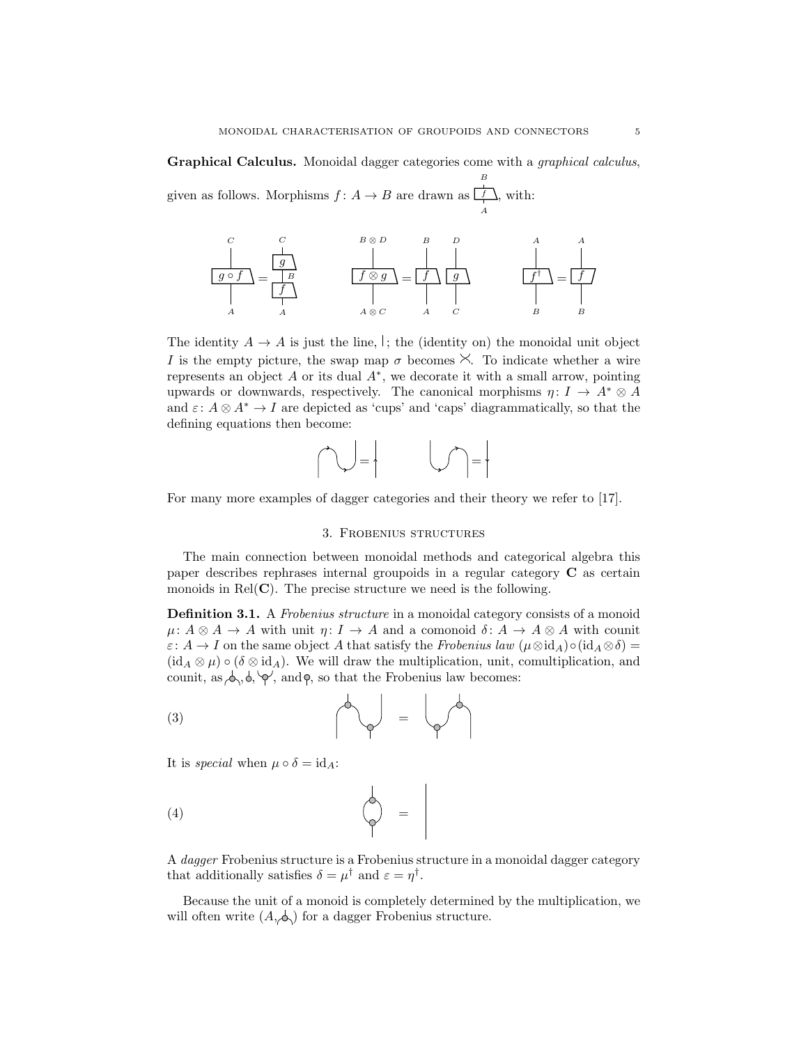**Graphical Calculus.** Monoidal dagger categories come with a *graphical calculus*, given as follows. Morphisms $f\colon A \to B$ are drawn as [box $f$ from $A$ to $B$], with:

[$g \circ f$ = $g$ stacked on $f$ via $B$]  [$f \otimes g$ = $f$ beside $g$]  [$f^\dagger$ = $f$ mirrored]

The identity $A \to A$ is just the line, |; the (identity on) the monoidal unit object $I$ is the empty picture, the swap map $\sigma$ becomes ×. To indicate whether a wire represents an object $A$ or its dual $A^*$, we decorate it with a small arrow, pointing upwards or downwards, respectively. The canonical morphisms $\eta\colon I \to A^* \otimes A$ and $\varepsilon\colon A \otimes A^* \to I$ are depicted as 'cups' and 'caps' diagrammatically, so that the defining equations then become:

[diagrams: snake equations]

For many more examples of dagger categories and their theory we refer to [17].

## 3. Frobenius structures

The main connection between monoidal methods and categorical algebra this paper describes rephrases internal groupoids in a regular category $\mathbf{C}$ as certain monoids in $\mathrm{Rel}(\mathbf{C})$. The precise structure we need is the following.

**Definition 3.1.** A *Frobenius structure* in a monoidal category consists of a monoid $\mu\colon A \otimes A \to A$ with unit $\eta\colon I \to A$ and a comonoid $\delta\colon A \to A \otimes A$ with counit $\varepsilon\colon A \to I$ on the same object $A$ that satisfy the *Frobenius law* $(\mu \otimes \mathrm{id}_A) \circ (\mathrm{id}_A \otimes \delta) = (\mathrm{id}_A \otimes \mu) \circ (\delta \otimes \mathrm{id}_A)$. We will draw the multiplication, unit, comultiplication, and counit, as [multiplication], [unit], [comultiplication], and [counit], so that the Frobenius law becomes:

(3) [diagram: Frobenius law]

It is *special* when $\mu \circ \delta = \mathrm{id}_A$:

(4) [diagram: specialness]

A *dagger* Frobenius structure is a Frobenius structure in a monoidal dagger category that additionally satisfies $\delta = \mu^\dagger$ and $\varepsilon = \eta^\dagger$.

Because the unit of a monoid is completely determined by the multiplication, we will often write $(A, \text{[multiplication]})$ for a dagger Frobenius structure.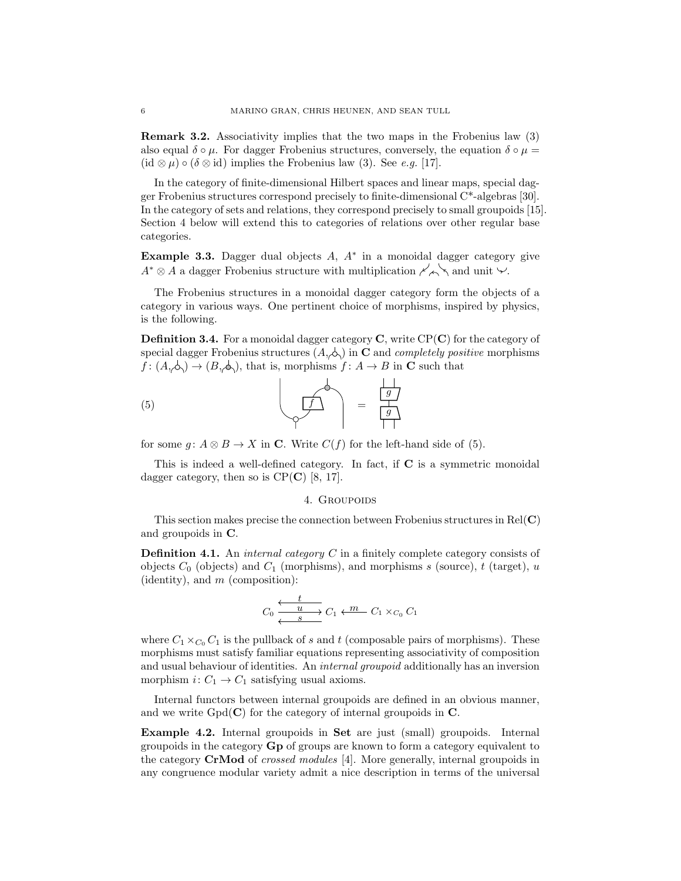**Remark 3.2.** Associativity implies that the two maps in the Frobenius law (3) also equal $\delta \circ \mu$. For dagger Frobenius structures, conversely, the equation $\delta \circ \mu = (\mathrm{id} \otimes \mu) \circ (\delta \otimes \mathrm{id})$ implies the Frobenius law (3). See *e.g.* [17].

In the category of finite-dimensional Hilbert spaces and linear maps, special dagger Frobenius structures correspond precisely to finite-dimensional C*-algebras [30]. In the category of sets and relations, they correspond precisely to small groupoids [15]. Section 4 below will extend this to categories of relations over other regular base categories.

**Example 3.3.** Dagger dual objects $A$, $A^*$ in a monoidal dagger category give $A^* \otimes A$ a dagger Frobenius structure with multiplication (diagram) and unit (diagram).

The Frobenius structures in a monoidal dagger category form the objects of a category in various ways. One pertinent choice of morphisms, inspired by physics, is the following.

**Definition 3.4.** For a monoidal dagger category $\mathbf{C}$, write $\mathrm{CP}(\mathbf{C})$ for the category of special dagger Frobenius structures $(A, \text{(diagram)})$ in $\mathbf{C}$ and *completely positive* morphisms $f \colon (A, \text{(diagram)}) \to (B, \text{(diagram)})$, that is, morphisms $f \colon A \to B$ in $\mathbf{C}$ such that

(5) [string diagram: $f$ between the unit-comultiplication of $A$ and multiplication-counit of $B$] $=$ [string diagram: $g$ stacked over $g^\dagger$]

for some $g \colon A \otimes B \to X$ in $\mathbf{C}$. Write $C(f)$ for the left-hand side of (5).

This is indeed a well-defined category. In fact, if $\mathbf{C}$ is a symmetric monoidal dagger category, then so is $\mathrm{CP}(\mathbf{C})$ [8, 17].

## 4. Groupoids

This section makes precise the connection between Frobenius structures in $\mathrm{Rel}(\mathbf{C})$ and groupoids in $\mathbf{C}$.

**Definition 4.1.** An *internal category* $C$ in a finitely complete category consists of objects $C_0$ (objects) and $C_1$ (morphisms), and morphisms $s$ (source), $t$ (target), $u$ (identity), and $m$ (composition):

$$C_0 \underset{s}{\overset{t}{\leftleftarrows}} \xrightarrow{u} C_1 \xleftarrow{m} C_1 \times_{C_0} C_1$$

where $C_1 \times_{C_0} C_1$ is the pullback of $s$ and $t$ (composable pairs of morphisms). These morphisms must satisfy familiar equations representing associativity of composition and usual behaviour of identities. An *internal groupoid* additionally has an inversion morphism $i \colon C_1 \to C_1$ satisfying usual axioms.

Internal functors between internal groupoids are defined in an obvious manner, and we write $\mathrm{Gpd}(\mathbf{C})$ for the category of internal groupoids in $\mathbf{C}$.

**Example 4.2.** Internal groupoids in **Set** are just (small) groupoids. Internal groupoids in the category **Gp** of groups are known to form a category equivalent to the category **CrMod** of *crossed modules* [4]. More generally, internal groupoids in any congruence modular variety admit a nice description in terms of the universal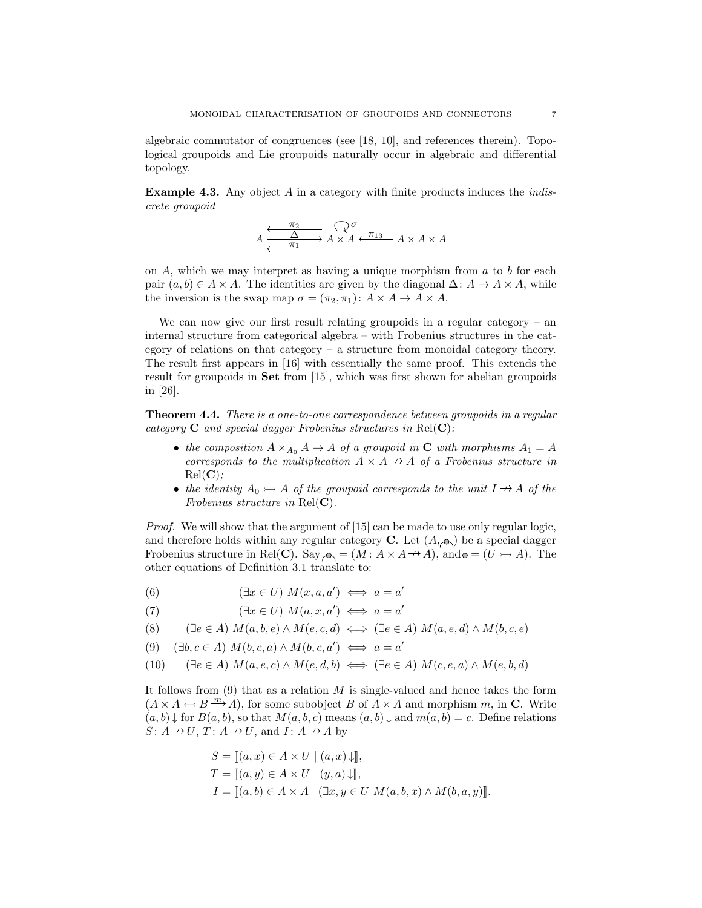algebraic commutator of congruences (see [18, 10], and references therein). Topological groupoids and Lie groupoids naturally occur in algebraic and differential topology.

**Example 4.3.** Any object $A$ in a category with finite products induces the *indiscrete groupoid*

$$A \underset{\xleftarrow{\pi_1}}{\overset{\xleftarrow{\pi_2}}{\xrightarrow{\Delta}}} A \times A \overset{\circlearrowleft \sigma}{} \xleftarrow{\pi_{13}} A \times A \times A$$

on $A$, which we may interpret as having a unique morphism from $a$ to $b$ for each pair $(a, b) \in A \times A$. The identities are given by the diagonal $\Delta \colon A \to A \times A$, while the inversion is the swap map $\sigma = (\pi_2, \pi_1) \colon A \times A \to A \times A$.

We can now give our first result relating groupoids in a regular category – an internal structure from categorical algebra – with Frobenius structures in the category of relations on that category – a structure from monoidal category theory. The result first appears in [16] with essentially the same proof. This extends the result for groupoids in **Set** from [15], which was first shown for abelian groupoids in [26].

**Theorem 4.4.** *There is a one-to-one correspondence between groupoids in a regular category* $\mathbf{C}$ *and special dagger Frobenius structures in* $\mathrm{Rel}(\mathbf{C})$*:*

- *the composition* $A \times_{A_0} A \to A$ *of a groupoid in* $\mathbf{C}$ *with morphisms* $A_1 = A$ *corresponds to the multiplication* $A \times A \nrightarrow A$ *of a Frobenius structure in* $\mathrm{Rel}(\mathbf{C})$*;*
- *the identity* $A_0 \rightarrowtail A$ *of the groupoid corresponds to the unit* $I \nrightarrow A$ *of the Frobenius structure in* $\mathrm{Rel}(\mathbf{C})$.

*Proof.* We will show that the argument of [15] can be made to use only regular logic, and therefore holds within any regular category $\mathbf{C}$. Let $(A, \text{multiplication})$ be a special dagger Frobenius structure in $\mathrm{Rel}(\mathbf{C})$. Say multiplication $= (M \colon A \times A \nrightarrow A)$, and unit $= (U \rightarrowtail A)$. The other equations of Definition 3.1 translate to:

$$(\exists x \in U)\ M(x, a, a') \iff a = a' \tag{6}$$

$$(\exists x \in U)\ M(a, x, a') \iff a = a' \tag{7}$$

$$(\exists e \in A)\ M(a, b, e) \wedge M(e, c, d) \iff (\exists e \in A)\ M(a, e, d) \wedge M(b, c, e) \tag{8}$$

$$(\exists b, c \in A)\ M(b, c, a) \wedge M(b, c, a') \iff a = a' \tag{9}$$

$$(\exists e \in A)\ M(a, e, c) \wedge M(e, d, b) \iff (\exists e \in A)\ M(c, e, a) \wedge M(e, b, d) \tag{10}$$

It follows from (9) that as a relation $M$ is single-valued and hence takes the form $(A \times A \leftarrowtail B \xrightarrow{m} A)$, for some subobject $B$ of $A \times A$ and morphism $m$, in $\mathbf{C}$. Write $(a, b)\downarrow$ for $B(a, b)$, so that $M(a, b, c)$ means $(a, b)\downarrow$ and $m(a, b) = c$. Define relations $S \colon A \nrightarrow U$, $T \colon A \nrightarrow U$, and $I \colon A \nrightarrow A$ by

$$\begin{aligned}
S &= [\![(a, x) \in A \times U \mid (a, x)\downarrow]\!], \\
T &= [\![(a, y) \in A \times U \mid (y, a)\downarrow]\!], \\
I &= [\![(a, b) \in A \times A \mid (\exists x, y \in U\ M(a, b, x) \wedge M(b, a, y)]\!].
\end{aligned}$$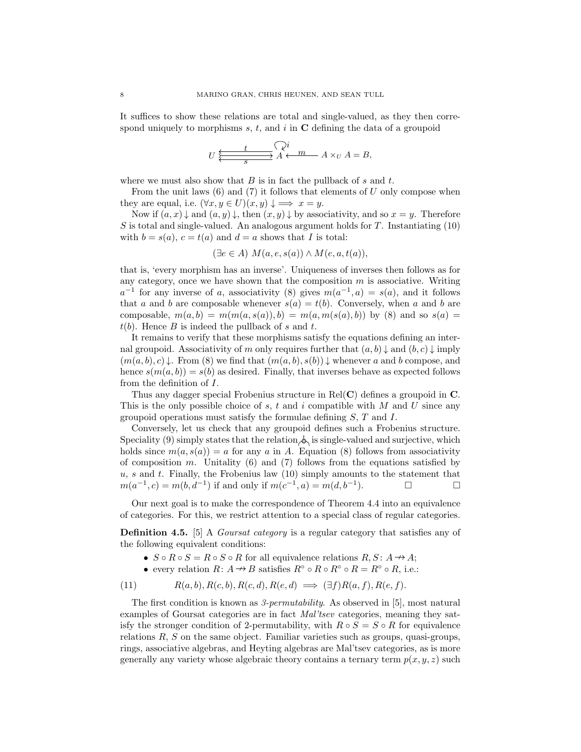It suffices to show these relations are total and single-valued, as they then correspond uniquely to morphisms $s$, $t$, and $i$ in $\mathbf{C}$ defining the data of a groupoid

$$U \underset{s}{\overset{t}{\leftleftarrows}} A \circlearrowleft i \xleftarrow{\quad m \quad} A \times_U A = B,$$

where we must also show that $B$ is in fact the pullback of $s$ and $t$.

From the unit laws (6) and (7) it follows that elements of $U$ only compose when they are equal, i.e. $(\forall x, y \in U)(x, y)\downarrow \implies x = y$.

Now if $(a, x)\downarrow$ and $(a, y)\downarrow$, then $(x, y)\downarrow$ by associativity, and so $x = y$. Therefore $S$ is total and single-valued. An analogous argument holds for $T$. Instantiating (10) with $b = s(a)$, $c = t(a)$ and $d = a$ shows that $I$ is total:

$$(\exists e \in A)\ M(a, e, s(a)) \wedge M(e, a, t(a)),$$

that is, 'every morphism has an inverse'. Uniqueness of inverses then follows as for any category, once we have shown that the composition $m$ is associative. Writing $a^{-1}$ for any inverse of $a$, associativity (8) gives $m(a^{-1}, a) = s(a)$, and it follows that $a$ and $b$ are composable whenever $s(a) = t(b)$. Conversely, when $a$ and $b$ are composable, $m(a, b) = m(m(a, s(a)), b) = m(a, m(s(a), b))$ by (8) and so $s(a) = t(b)$. Hence $B$ is indeed the pullback of $s$ and $t$.

It remains to verify that these morphisms satisfy the equations defining an internal groupoid. Associativity of $m$ only requires further that $(a, b)\downarrow$ and $(b, c)\downarrow$ imply $(m(a, b), c)\downarrow$. From (8) we find that $(m(a, b), s(b))\downarrow$ whenever $a$ and $b$ compose, and hence $s(m(a, b)) = s(b)$ as desired. Finally, that inverses behave as expected follows from the definition of $I$.

Thus any dagger special Frobenius structure in $\mathrm{Rel}(\mathbf{C})$ defines a groupoid in $\mathbf{C}$. This is the only possible choice of $s$, $t$ and $i$ compatible with $M$ and $U$ since any groupoid operations must satisfy the formulae defining $S$, $T$ and $I$.

Conversely, let us check that any groupoid defines such a Frobenius structure. Speciality (9) simply states that the relation $\curlywedge$ is single-valued and surjective, which holds since $m(a, s(a)) = a$ for any $a$ in $A$. Equation (8) follows from associativity of composition $m$. Unitality (6) and (7) follows from the equations satisfied by $u$, $s$ and $t$. Finally, the Frobenius law (10) simply amounts to the statement that $m(a^{-1}, c) = m(b, d^{-1})$ if and only if $m(c^{-1}, a) = m(d, b^{-1})$. □ □

Our next goal is to make the correspondence of Theorem 4.4 into an equivalence of categories. For this, we restrict attention to a special class of regular categories.

**Definition 4.5.** [5] A *Goursat category* is a regular category that satisfies any of the following equivalent conditions:

- $S \circ R \circ S = R \circ S \circ R$ for all equivalence relations $R, S \colon A \twoheadrightarrow A$;
- every relation $R \colon A \twoheadrightarrow B$ satisfies $R^\circ \circ R \circ R^\circ \circ R = R^\circ \circ R$, i.e.:

$$R(a, b), R(c, b), R(c, d), R(e, d) \implies (\exists f) R(a, f), R(e, f). \tag{11}$$

The first condition is known as *3-permutability*. As observed in [5], most natural examples of Goursat categories are in fact *Mal'tsev* categories, meaning they satisfy the stronger condition of 2-permutability, with $R \circ S = S \circ R$ for equivalence relations $R$, $S$ on the same object. Familiar varieties such as groups, quasi-groups, rings, associative algebras, and Heyting algebras are Mal'tsev categories, as is more generally any variety whose algebraic theory contains a ternary term $p(x, y, z)$ such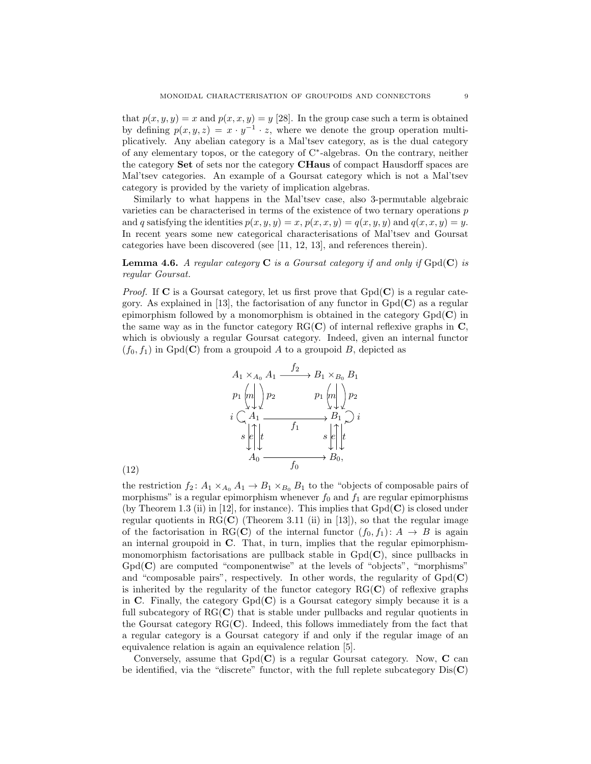that $p(x,y,y) = x$ and $p(x,x,y) = y$ [28]. In the group case such a term is obtained by defining $p(x,y,z) = x \cdot y^{-1} \cdot z$, where we denote the group operation multiplicatively. Any abelian category is a Mal'tsev category, as is the dual category of any elementary topos, or the category of C*-algebras. On the contrary, neither the category **Set** of sets nor the category **CHaus** of compact Hausdorff spaces are Mal'tsev categories. An example of a Goursat category which is not a Mal'tsev category is provided by the variety of implication algebras.

Similarly to what happens in the Mal'tsev case, also 3-permutable algebraic varieties can be characterised in terms of the existence of two ternary operations $p$ and $q$ satisfying the identities $p(x,y,y) = x$, $p(x,x,y) = q(x,y,y)$ and $q(x,x,y) = y$. In recent years some new categorical characterisations of Mal'tsev and Goursat categories have been discovered (see [11, 12, 13], and references therein).

**Lemma 4.6.** *A regular category* $\mathbf{C}$ *is a Goursat category if and only if* $\mathrm{Gpd}(\mathbf{C})$ *is regular Goursat.*

*Proof.* If $\mathbf{C}$ is a Goursat category, let us first prove that $\mathrm{Gpd}(\mathbf{C})$ is a regular category. As explained in [13], the factorisation of any functor in $\mathrm{Gpd}(\mathbf{C})$ as a regular epimorphism followed by a monomorphism is obtained in the category $\mathrm{Gpd}(\mathbf{C})$ in the same way as in the functor category $\mathrm{RG}(\mathbf{C})$ of internal reflexive graphs in $\mathbf{C}$, which is obviously a regular Goursat category. Indeed, given an internal functor $(f_0, f_1)$ in $\mathrm{Gpd}(\mathbf{C})$ from a groupoid $A$ to a groupoid $B$, depicted as

$$
\begin{array}{ccc}
A_1 \times_{A_0} A_1 & \xrightarrow{\quad f_2 \quad} & B_1 \times_{B_0} B_1 \\
p_1 \downarrow \; \downarrow m \; \downarrow p_2 & & p_1 \downarrow \; \downarrow m \; \downarrow p_2 \\
i \circlearrowleft A_1 & \xrightarrow{\quad f_1 \quad} & B_1 \circlearrowright i \\
s \downarrow \; \uparrow e \; \downarrow t & & s \downarrow \; \uparrow e \; \downarrow t \\
A_0 & \xrightarrow{\quad f_0 \quad} & B_0,
\end{array}
\tag{12}
$$

the restriction $f_2 \colon A_1 \times_{A_0} A_1 \to B_1 \times_{B_0} B_1$ to the "objects of composable pairs of morphisms" is a regular epimorphism whenever $f_0$ and $f_1$ are regular epimorphisms (by Theorem 1.3 (ii) in [12], for instance). This implies that $\mathrm{Gpd}(\mathbf{C})$ is closed under regular quotients in $\mathrm{RG}(\mathbf{C})$ (Theorem 3.11 (ii) in [13]), so that the regular image of the factorisation in $\mathrm{RG}(\mathbf{C})$ of the internal functor $(f_0, f_1) \colon A \to B$ is again an internal groupoid in $\mathbf{C}$. That, in turn, implies that the regular epimorphism-monomorphism factorisations are pullback stable in $\mathrm{Gpd}(\mathbf{C})$, since pullbacks in $\mathrm{Gpd}(\mathbf{C})$ are computed "componentwise" at the levels of "objects", "morphisms" and "composable pairs", respectively. In other words, the regularity of $\mathrm{Gpd}(\mathbf{C})$ is inherited by the regularity of the functor category $\mathrm{RG}(\mathbf{C})$ of reflexive graphs in $\mathbf{C}$. Finally, the category $\mathrm{Gpd}(\mathbf{C})$ is a Goursat category simply because it is a full subcategory of $\mathrm{RG}(\mathbf{C})$ that is stable under pullbacks and regular quotients in the Goursat category $\mathrm{RG}(\mathbf{C})$. Indeed, this follows immediately from the fact that a regular category is a Goursat category if and only if the regular image of an equivalence relation is again an equivalence relation [5].

Conversely, assume that $\mathrm{Gpd}(\mathbf{C})$ is a regular Goursat category. Now, $\mathbf{C}$ can be identified, via the "discrete" functor, with the full replete subcategory $\mathrm{Dis}(\mathbf{C})$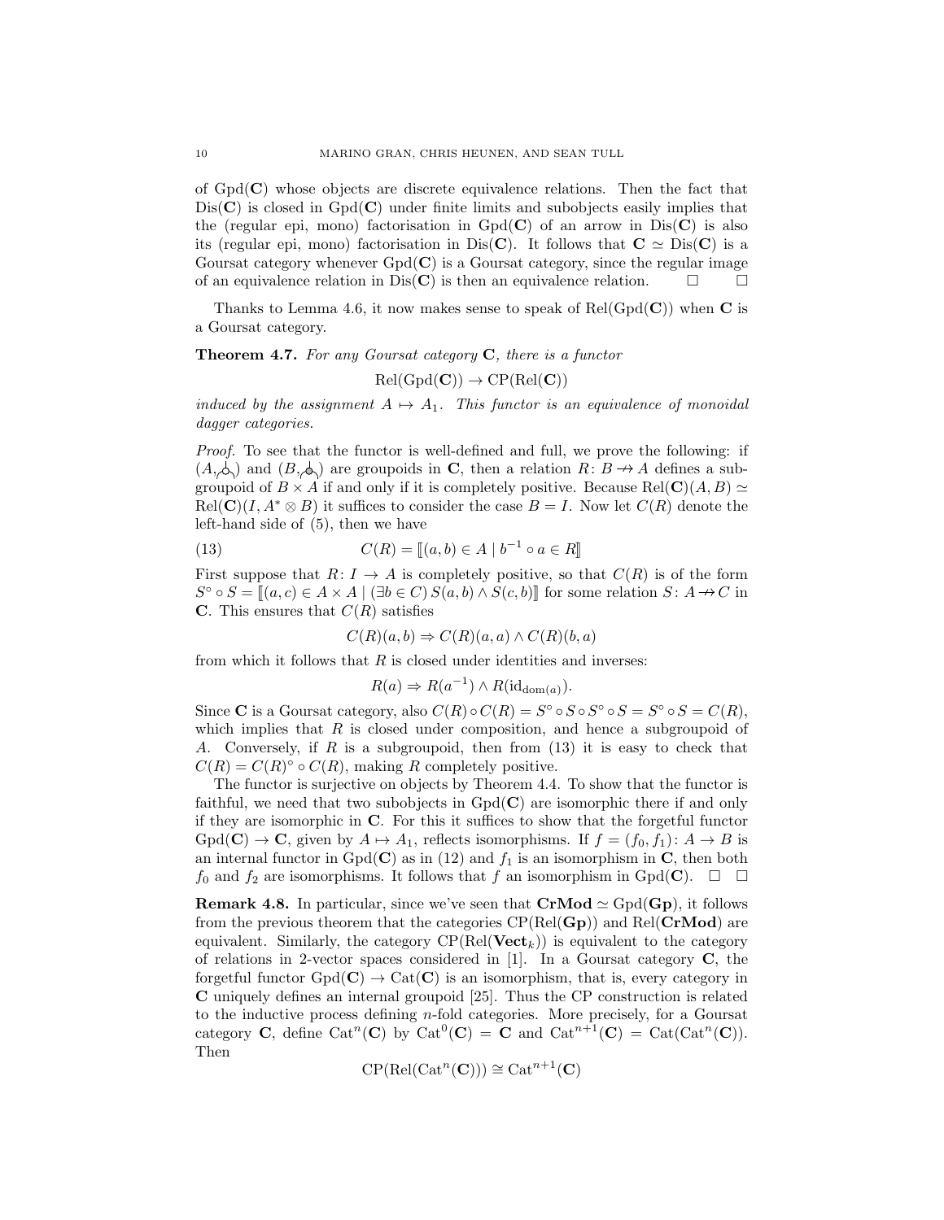of $\mathrm{Gpd}(\mathbf{C})$ whose objects are discrete equivalence relations. Then the fact that $\mathrm{Dis}(\mathbf{C})$ is closed in $\mathrm{Gpd}(\mathbf{C})$ under finite limits and subobjects easily implies that the (regular epi, mono) factorisation in $\mathrm{Gpd}(\mathbf{C})$ of an arrow in $\mathrm{Dis}(\mathbf{C})$ is also its (regular epi, mono) factorisation in $\mathrm{Dis}(\mathbf{C})$. It follows that $\mathbf{C} \simeq \mathrm{Dis}(\mathbf{C})$ is a Goursat category whenever $\mathrm{Gpd}(\mathbf{C})$ is a Goursat category, since the regular image of an equivalence relation in $\mathrm{Dis}(\mathbf{C})$ is then an equivalence relation. □ □

Thanks to Lemma 4.6, it now makes sense to speak of $\mathrm{Rel}(\mathrm{Gpd}(\mathbf{C}))$ when $\mathbf{C}$ is a Goursat category.

**Theorem 4.7.** *For any Goursat category* $\mathbf{C}$*, there is a functor*

$$\mathrm{Rel}(\mathrm{Gpd}(\mathbf{C})) \to \mathrm{CP}(\mathrm{Rel}(\mathbf{C}))$$

*induced by the assignment* $A \mapsto A_1$*. This functor is an equivalence of monoidal dagger categories.*

*Proof.* To see that the functor is well-defined and full, we prove the following: if $(A, \curlywedge)$ and $(B, \curlywedge)$ are groupoids in $\mathbf{C}$, then a relation $R \colon B \nrightarrow A$ defines a subgroupoid of $B \times A$ if and only if it is completely positive. Because $\mathrm{Rel}(\mathbf{C})(A, B) \simeq \mathrm{Rel}(\mathbf{C})(I, A^* \otimes B)$ it suffices to consider the case $B = I$. Now let $C(R)$ denote the left-hand side of (5), then we have

$$C(R) = [\![(a, b) \in A \mid b^{-1} \circ a \in R]\!] \tag{13}$$

First suppose that $R \colon I \to A$ is completely positive, so that $C(R)$ is of the form $S^\circ \circ S = [\![(a, c) \in A \times A \mid (\exists b \in C)\, S(a, b) \wedge S(c, b)]\!]$ for some relation $S \colon A \nrightarrow C$ in $\mathbf{C}$. This ensures that $C(R)$ satisfies

$$C(R)(a, b) \Rightarrow C(R)(a, a) \wedge C(R)(b, a)$$

from which it follows that $R$ is closed under identities and inverses:

$$R(a) \Rightarrow R(a^{-1}) \wedge R(\mathrm{id}_{\mathrm{dom}(a)}).$$

Since $\mathbf{C}$ is a Goursat category, also $C(R) \circ C(R) = S^\circ \circ S \circ S^\circ \circ S = S^\circ \circ S = C(R)$, which implies that $R$ is closed under composition, and hence a subgroupoid of $A$. Conversely, if $R$ is a subgroupoid, then from (13) it is easy to check that $C(R) = C(R)^\circ \circ C(R)$, making $R$ completely positive.

The functor is surjective on objects by Theorem 4.4. To show that the functor is faithful, we need that two subobjects in $\mathrm{Gpd}(\mathbf{C})$ are isomorphic there if and only if they are isomorphic in $\mathbf{C}$. For this it suffices to show that the forgetful functor $\mathrm{Gpd}(\mathbf{C}) \to \mathbf{C}$, given by $A \mapsto A_1$, reflects isomorphisms. If $f = (f_0, f_1) \colon A \to B$ is an internal functor in $\mathrm{Gpd}(\mathbf{C})$ as in (12) and $f_1$ is an isomorphism in $\mathbf{C}$, then both $f_0$ and $f_2$ are isomorphisms. It follows that $f$ an isomorphism in $\mathrm{Gpd}(\mathbf{C})$. □ □

**Remark 4.8.** In particular, since we've seen that $\mathbf{CrMod} \simeq \mathrm{Gpd}(\mathbf{Gp})$, it follows from the previous theorem that the categories $\mathrm{CP}(\mathrm{Rel}(\mathbf{Gp}))$ and $\mathrm{Rel}(\mathbf{CrMod})$ are equivalent. Similarly, the category $\mathrm{CP}(\mathrm{Rel}(\mathbf{Vect}_k))$ is equivalent to the category of relations in 2-vector spaces considered in [1]. In a Goursat category $\mathbf{C}$, the forgetful functor $\mathrm{Gpd}(\mathbf{C}) \to \mathrm{Cat}(\mathbf{C})$ is an isomorphism, that is, every category in $\mathbf{C}$ uniquely defines an internal groupoid [25]. Thus the CP construction is related to the inductive process defining $n$-fold categories. More precisely, for a Goursat category $\mathbf{C}$, define $\mathrm{Cat}^n(\mathbf{C})$ by $\mathrm{Cat}^0(\mathbf{C}) = \mathbf{C}$ and $\mathrm{Cat}^{n+1}(\mathbf{C}) = \mathrm{Cat}(\mathrm{Cat}^n(\mathbf{C}))$. Then

$$\mathrm{CP}(\mathrm{Rel}(\mathrm{Cat}^n(\mathbf{C}))) \cong \mathrm{Cat}^{n+1}(\mathbf{C})$$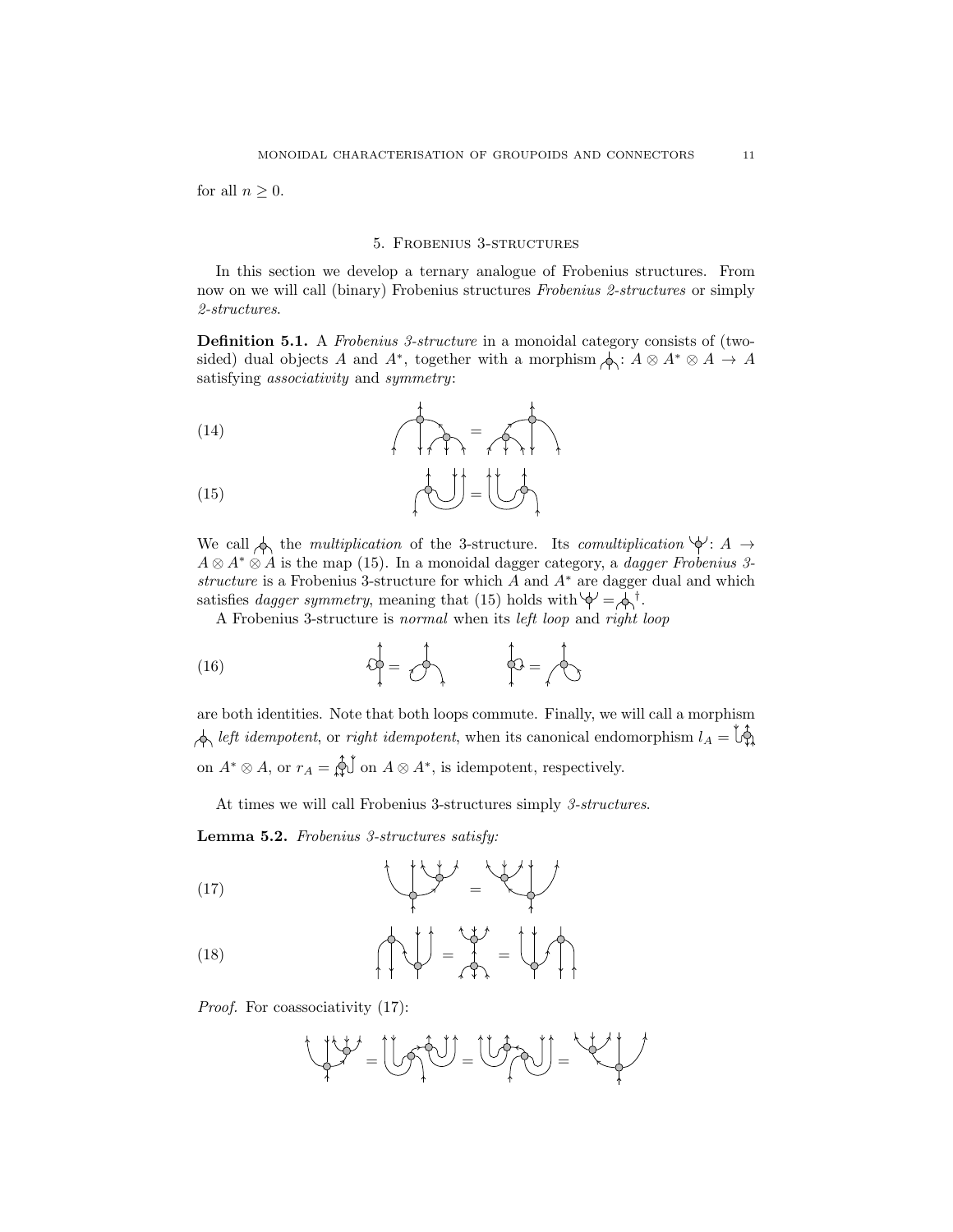for all $n \geq 0$.

## 5. Frobenius 3-structures

In this section we develop a ternary analogue of Frobenius structures. From now on we will call (binary) Frobenius structures *Frobenius 2-structures* or simply *2-structures*.

**Definition 5.1.** A *Frobenius 3-structure* in a monoidal category consists of (two-sided) dual objects $A$ and $A^*$, together with a morphism : $A \otimes A^* \otimes A \to A$ satisfying *associativity* and *symmetry*:

(14)

(15)

We call  the *multiplication* of the 3-structure. Its *comultiplication* : $A \to A \otimes A^* \otimes A$ is the map (15). In a monoidal dagger category, a *dagger Frobenius 3-structure* is a Frobenius 3-structure for which $A$ and $A^*$ are dagger dual and which satisfies *dagger symmetry*, meaning that (15) holds with $=$ $^\dagger$.

A Frobenius 3-structure is *normal* when its *left loop* and *right loop*

(16)

are both identities. Note that both loops commute. Finally, we will call a morphism  *left idempotent*, or *right idempotent*, when its canonical endomorphism $l_A =$  on $A^* \otimes A$, or $r_A =$  on $A \otimes A^*$, is idempotent, respectively.

At times we will call Frobenius 3-structures simply *3-structures*.

**Lemma 5.2.** *Frobenius 3-structures satisfy:*

(17)

(18)

*Proof.* For coassociativity (17):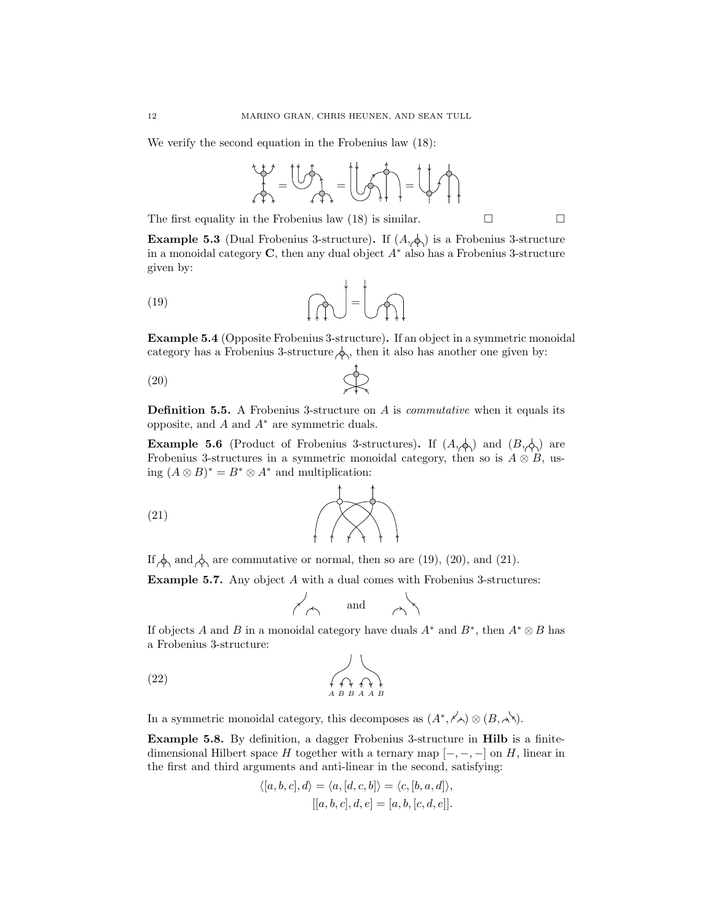We verify the second equation in the Frobenius law (18):

The first equality in the Frobenius law (18) is similar. □ □

**Example 5.3** (Dual Frobenius 3-structure)**.** If $(A, \text{-})$ is a Frobenius 3-structure in a monoidal category **C**, then any dual object $A^*$ also has a Frobenius 3-structure given by:

(19)

**Example 5.4** (Opposite Frobenius 3-structure)**.** If an object in a symmetric monoidal category has a Frobenius 3-structure, then it also has another one given by:

(20)

**Definition 5.5.** A Frobenius 3-structure on $A$ is *commutative* when it equals its opposite, and $A$ and $A^*$ are symmetric duals.

**Example 5.6** (Product of Frobenius 3-structures)**.** If $(A, \text{-})$ and $(B, \text{-})$ are Frobenius 3-structures in a symmetric monoidal category, then so is $A \otimes B$, using $(A \otimes B)^* = B^* \otimes A^*$ and multiplication:

(21)

If and are commutative or normal, then so are (19), (20), and (21).

**Example 5.7.** Any object $A$ with a dual comes with Frobenius 3-structures:

and

If objects $A$ and $B$ in a monoidal category have duals $A^*$ and $B^*$, then $A^* \otimes B$ has a Frobenius 3-structure:

(22)

In a symmetric monoidal category, this decomposes as $(A^*, \text{-}) \otimes (B, \text{-})$.

**Example 5.8.** By definition, a dagger Frobenius 3-structure in **Hilb** is a finite-dimensional Hilbert space $H$ together with a ternary map $[-,-,-]$ on $H$, linear in the first and third arguments and anti-linear in the second, satisfying:

$$\langle [a,b,c], d\rangle = \langle a, [d,c,b]\rangle = \langle c, [b,a,d]\rangle,$$
$$[[a,b,c],d,e] = [a,b,[c,d,e]].$$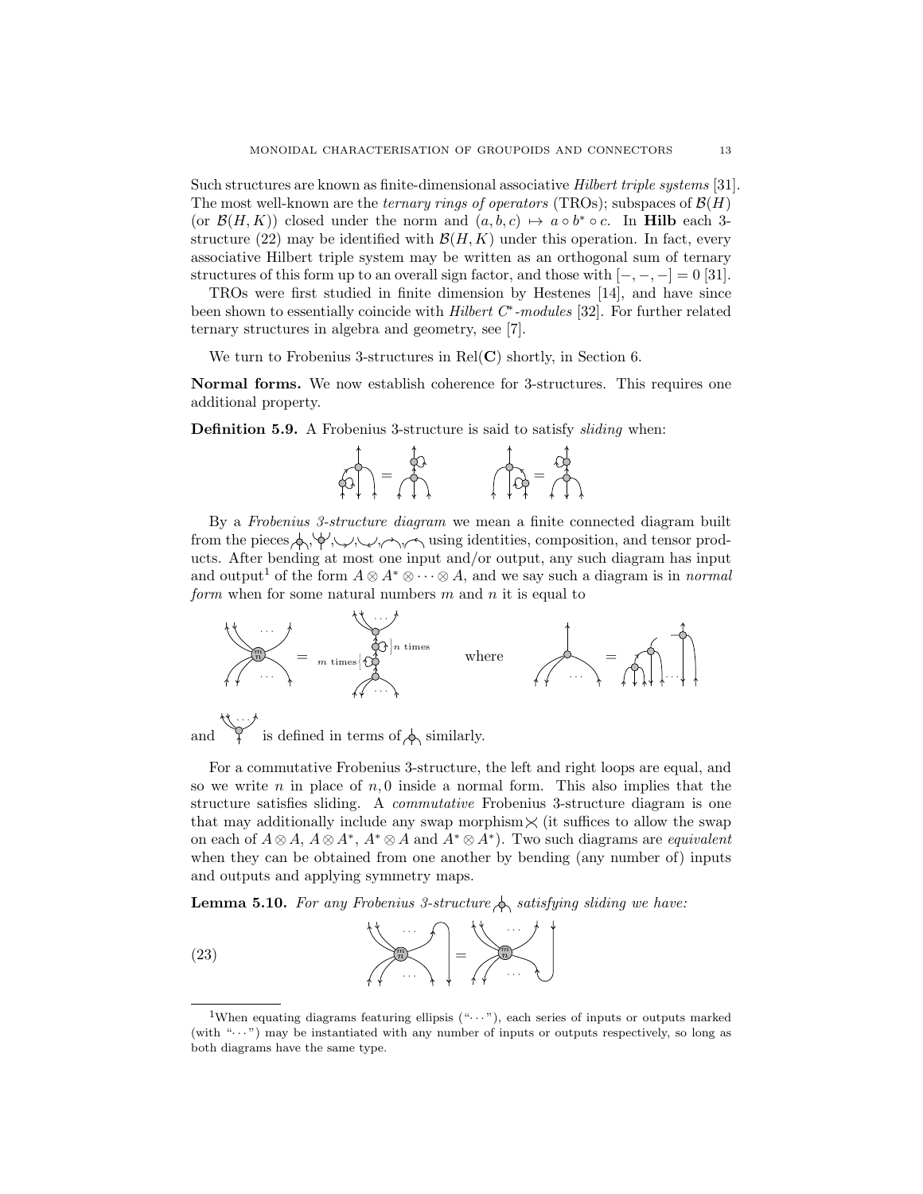Such structures are known as finite-dimensional associative *Hilbert triple systems* [31]. The most well-known are the *ternary rings of operators* (TROs); subspaces of $\mathcal{B}(H)$ (or $\mathcal{B}(H,K)$) closed under the norm and $(a,b,c) \mapsto a \circ b^* \circ c$. In **Hilb** each 3-structure (22) may be identified with $\mathcal{B}(H,K)$ under this operation. In fact, every associative Hilbert triple system may be written as an orthogonal sum of ternary structures of this form up to an overall sign factor, and those with $[-,-,-] = 0$ [31].

TROs were first studied in finite dimension by Hestenes [14], and have since been shown to essentially coincide with *Hilbert $C^*$-modules* [32]. For further related ternary structures in algebra and geometry, see [7].

We turn to Frobenius 3-structures in Rel(**C**) shortly, in Section 6.

**Normal forms.** We now establish coherence for 3-structures. This requires one additional property.

**Definition 5.9.** A Frobenius 3-structure is said to satisfy *sliding* when:

By a *Frobenius 3-structure diagram* we mean a finite connected diagram built from the pieces using identities, composition, and tensor products. After bending at most one input and/or output, any such diagram has input and output[1] of the form $A \otimes A^* \otimes \cdots \otimes A$, and we say such a diagram is in *normal form* when for some natural numbers $m$ and $n$ it is equal to

$m$ times, $n$ times, where

and is defined in terms of similarly.

For a commutative Frobenius 3-structure, the left and right loops are equal, and so we write $n$ in place of $n,0$ inside a normal form. This also implies that the structure satisfies sliding. A *commutative* Frobenius 3-structure diagram is one that may additionally include any swap morphism (it suffices to allow the swap on each of $A \otimes A$, $A \otimes A^*$, $A^* \otimes A$ and $A^* \otimes A^*$). Two such diagrams are *equivalent* when they can be obtained from one another by bending (any number of) inputs and outputs and applying symmetry maps.

**Lemma 5.10.** *For any Frobenius 3-structure satisfying sliding we have:*

(23)

[1] When equating diagrams featuring ellipsis ("$\cdots$"), each series of inputs or outputs marked (with "$\cdots$") may be instantiated with any number of inputs or outputs respectively, so long as both diagrams have the same type.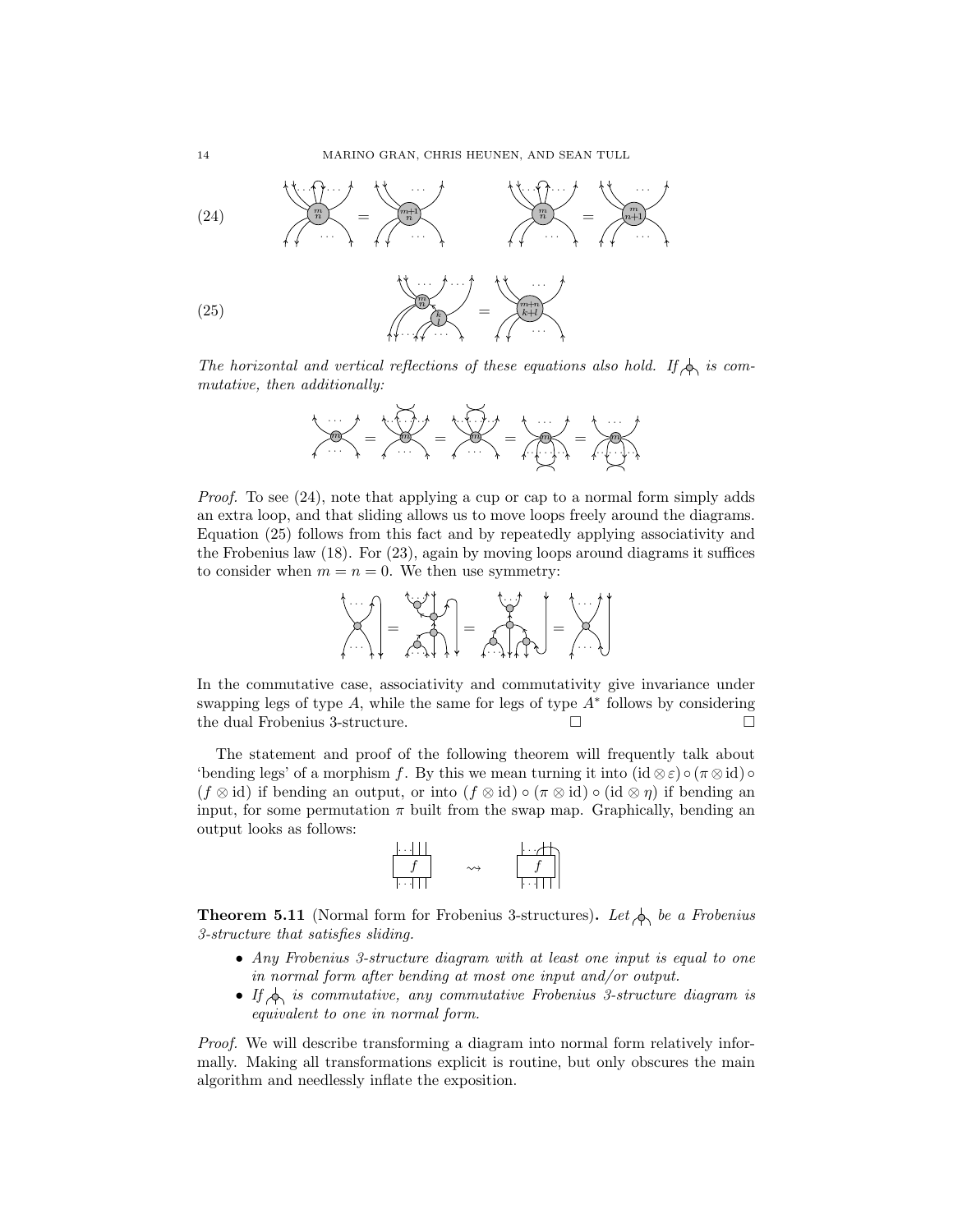(24)

(25)

*The horizontal and vertical reflections of these equations also hold. If* ⟜ *is commutative, then additionally:*

*Proof.* To see (24), note that applying a cup or cap to a normal form simply adds an extra loop, and that sliding allows us to move loops freely around the diagrams. Equation (25) follows from this fact and by repeatedly applying associativity and the Frobenius law (18). For (23), again by moving loops around diagrams it suffices to consider when $m = n = 0$. We then use symmetry:

In the commutative case, associativity and commutativity give invariance under swapping legs of type $A$, while the same for legs of type $A^*$ follows by considering the dual Frobenius 3-structure. □ □

The statement and proof of the following theorem will frequently talk about 'bending legs' of a morphism $f$. By this we mean turning it into $(\mathrm{id} \otimes \varepsilon) \circ (\pi \otimes \mathrm{id}) \circ (f \otimes \mathrm{id})$ if bending an output, or into $(f \otimes \mathrm{id}) \circ (\pi \otimes \mathrm{id}) \circ (\mathrm{id} \otimes \eta)$ if bending an input, for some permutation $\pi$ built from the swap map. Graphically, bending an output looks as follows:

**Theorem 5.11** (Normal form for Frobenius 3-structures)**.** *Let* ⟜ *be a Frobenius 3-structure that satisfies sliding.*

- *Any Frobenius 3-structure diagram with at least one input is equal to one in normal form after bending at most one input and/or output.*
- *If* ⟜ *is commutative, any commutative Frobenius 3-structure diagram is equivalent to one in normal form.*

*Proof.* We will describe transforming a diagram into normal form relatively informally. Making all transformations explicit is routine, but only obscures the main algorithm and needlessly inflate the exposition.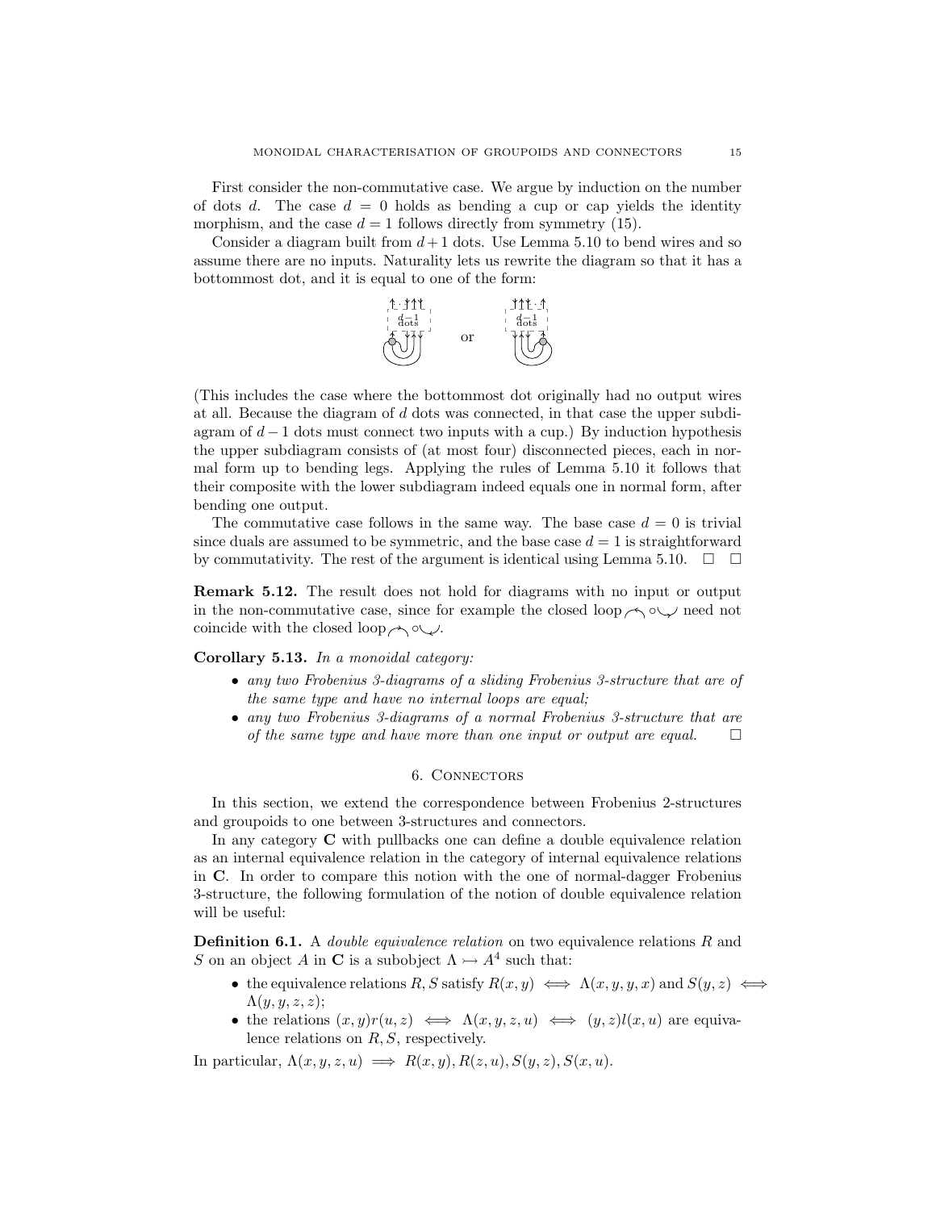First consider the non-commutative case. We argue by induction on the number of dots $d$. The case $d = 0$ holds as bending a cup or cap yields the identity morphism, and the case $d = 1$ follows directly from symmetry (15).

Consider a diagram built from $d+1$ dots. Use Lemma 5.10 to bend wires and so assume there are no inputs. Naturality lets us rewrite the diagram so that it has a bottommost dot, and it is equal to one of the form:

or

(This includes the case where the bottommost dot originally had no output wires at all. Because the diagram of $d$ dots was connected, in that case the upper subdiagram of $d-1$ dots must connect two inputs with a cup.) By induction hypothesis the upper subdiagram consists of (at most four) disconnected pieces, each in normal form up to bending legs. Applying the rules of Lemma 5.10 it follows that their composite with the lower subdiagram indeed equals one in normal form, after bending one output.

The commutative case follows in the same way. The base case $d = 0$ is trivial since duals are assumed to be symmetric, and the base case $d = 1$ is straightforward by commutativity. The rest of the argument is identical using Lemma 5.10. □ □

**Remark 5.12.** The result does not hold for diagrams with no input or output in the non-commutative case, since for example the closed loop $\circ$ need not coincide with the closed loop $\circ$.

**Corollary 5.13.** *In a monoidal category:*

- *any two Frobenius 3-diagrams of a sliding Frobenius 3-structure that are of the same type and have no internal loops are equal;*
- *any two Frobenius 3-diagrams of a normal Frobenius 3-structure that are of the same type and have more than one input or output are equal.* □

## 6. Connectors

In this section, we extend the correspondence between Frobenius 2-structures and groupoids to one between 3-structures and connectors.

In any category $\mathbf{C}$ with pullbacks one can define a double equivalence relation as an internal equivalence relation in the category of internal equivalence relations in $\mathbf{C}$. In order to compare this notion with the one of normal-dagger Frobenius 3-structure, the following formulation of the notion of double equivalence relation will be useful:

**Definition 6.1.** A *double equivalence relation* on two equivalence relations $R$ and $S$ on an object $A$ in $\mathbf{C}$ is a subobject $\Lambda \rightarrowtail A^4$ such that:

- the equivalence relations $R, S$ satisfy $R(x,y) \iff \Lambda(x,y,y,x)$ and $S(y,z) \iff \Lambda(y,y,z,z)$;
- the relations $(x,y)r(u,z) \iff \Lambda(x,y,z,u) \iff (y,z)l(x,u)$ are equivalence relations on $R, S$, respectively.

In particular, $\Lambda(x,y,z,u) \implies R(x,y), R(z,u), S(y,z), S(x,u)$.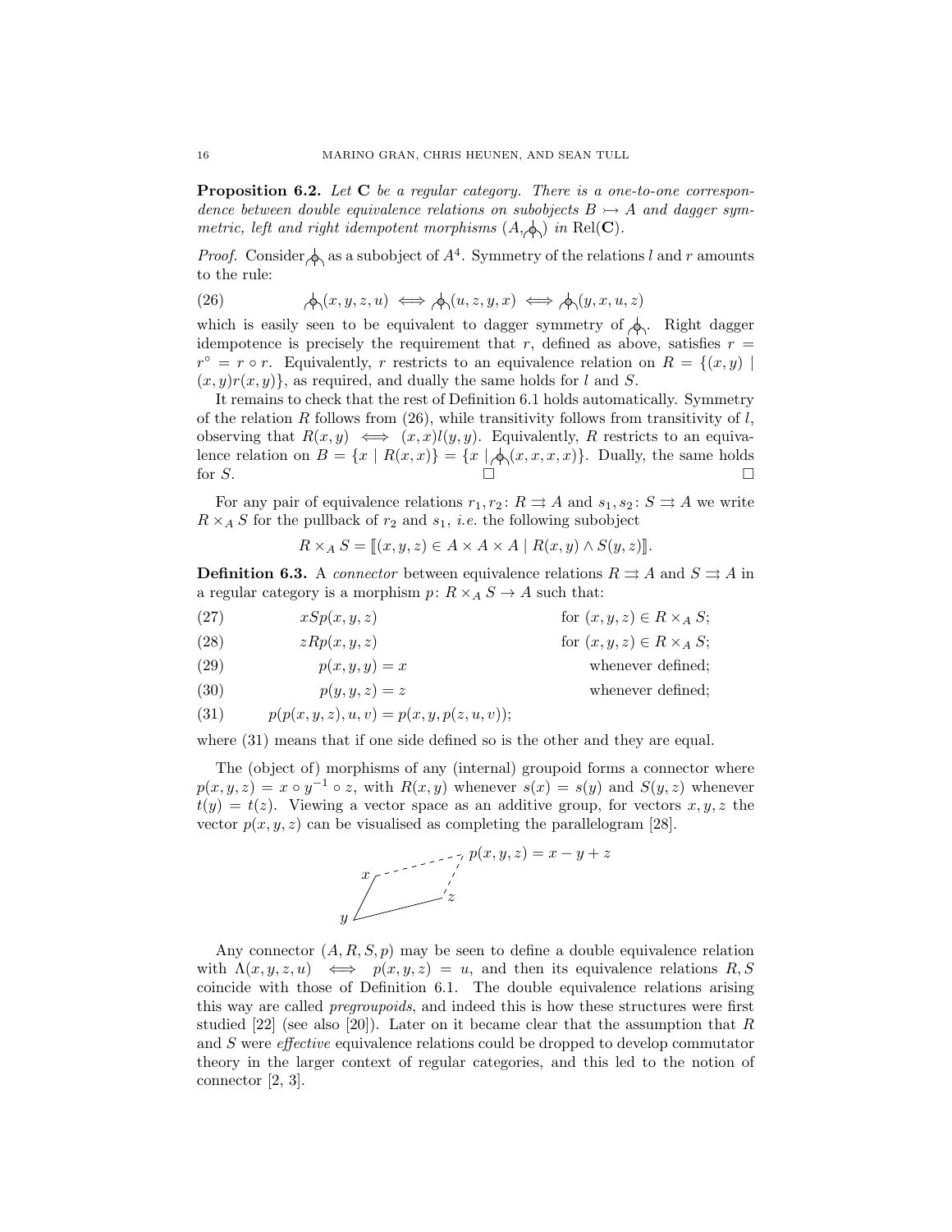**Proposition 6.2.** *Let* $\mathbf{C}$ *be a regular category. There is a one-to-one correspondence between double equivalence relations on subobjects* $B \rightarrowtail A$ *and dagger symmetric, left and right idempotent morphisms* $(A, \Lambda)$ *in* $\mathrm{Rel}(\mathbf{C})$.

*Proof.* Consider $\Lambda$ as a subobject of $A^4$. Symmetry of the relations $l$ and $r$ amounts to the rule:

$$\Lambda(x,y,z,u) \iff \Lambda(u,z,y,x) \iff \Lambda(y,x,u,z) \tag{26}$$

which is easily seen to be equivalent to dagger symmetry of $\Lambda$. Right dagger idempotence is precisely the requirement that $r$, defined as above, satisfies $r = r^\circ = r \circ r$. Equivalently, $r$ restricts to an equivalence relation on $R = \{(x,y) \mid (x,y)r(x,y)\}$, as required, and dually the same holds for $l$ and $S$.

It remains to check that the rest of Definition 6.1 holds automatically. Symmetry of the relation $R$ follows from (26), while transitivity follows from transitivity of $l$, observing that $R(x,y) \iff (x,x)l(y,y)$. Equivalently, $R$ restricts to an equivalence relation on $B = \{x \mid R(x,x)\} = \{x \mid \Lambda(x,x,x,x)\}$. Dually, the same holds for $S$. □

For any pair of equivalence relations $r_1, r_2 \colon R \rightrightarrows A$ and $s_1, s_2 \colon S \rightrightarrows A$ we write $R \times_A S$ for the pullback of $r_2$ and $s_1$, *i.e.* the following subobject

$$R \times_A S = [\![(x,y,z) \in A \times A \times A \mid R(x,y) \wedge S(y,z)]\!].$$

**Definition 6.3.** A *connector* between equivalence relations $R \rightrightarrows A$ and $S \rightrightarrows A$ in a regular category is a morphism $p \colon R \times_A S \to A$ such that:

$$xSp(x,y,z) \qquad \text{for } (x,y,z) \in R \times_A S; \tag{27}$$

$$zRp(x,y,z) \qquad \text{for } (x,y,z) \in R \times_A S; \tag{28}$$

$$p(x,y,y) = x \qquad \text{whenever defined;} \tag{29}$$

$$p(y,y,z) = z \qquad \text{whenever defined;} \tag{30}$$

$$p(p(x,y,z),u,v) = p(x,y,p(z,u,v)); \tag{31}$$

where (31) means that if one side defined so is the other and they are equal.

The (object of) morphisms of any (internal) groupoid forms a connector where $p(x,y,z) = x \circ y^{-1} \circ z$, with $R(x,y)$ whenever $s(x) = s(y)$ and $S(y,z)$ whenever $t(y) = t(z)$. Viewing a vector space as an additive group, for vectors $x, y, z$ the vector $p(x,y,z)$ can be visualised as completing the parallelogram [28].

$$p(x,y,z) = x - y + z$$

Any connector $(A, R, S, p)$ may be seen to define a double equivalence relation with $\Lambda(x,y,z,u) \iff p(x,y,z) = u$, and then its equivalence relations $R, S$ coincide with those of Definition 6.1. The double equivalence relations arising this way are called *pregroupoids*, and indeed this is how these structures were first studied [22] (see also [20]). Later on it became clear that the assumption that $R$ and $S$ were *effective* equivalence relations could be dropped to develop commutator theory in the larger context of regular categories, and this led to the notion of connector [2, 3].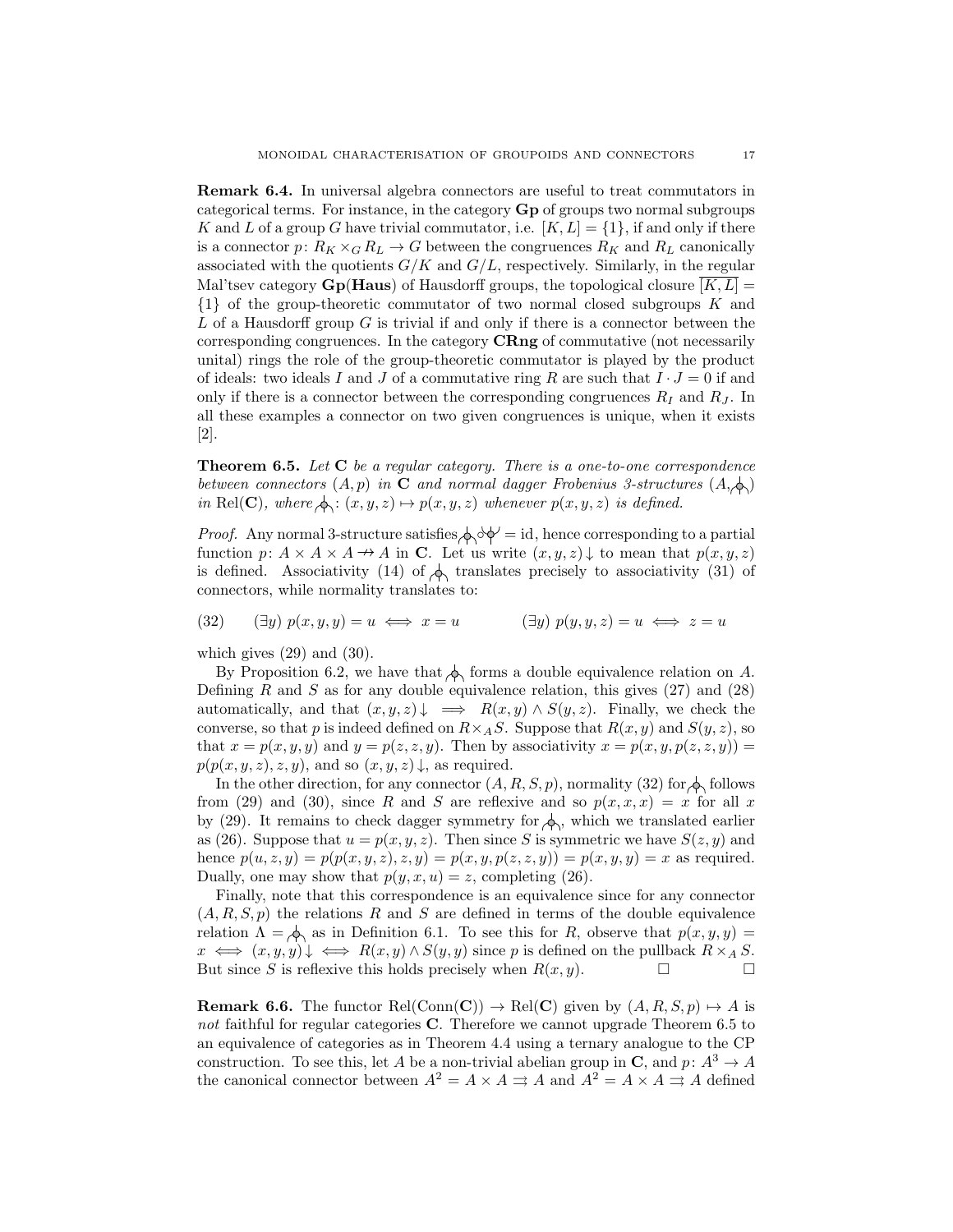**Remark 6.4.** In universal algebra connectors are useful to treat commutators in categorical terms. For instance, in the category **Gp** of groups two normal subgroups $K$ and $L$ of a group $G$ have trivial commutator, i.e. $[K, L] = \{1\}$, if and only if there is a connector $p\colon R_K \times_G R_L \to G$ between the congruences $R_K$ and $R_L$ canonically associated with the quotients $G/K$ and $G/L$, respectively. Similarly, in the regular Mal'tsev category **Gp**(**Haus**) of Hausdorff groups, the topological closure $\overline{[K, L]} = \{1\}$ of the group-theoretic commutator of two normal closed subgroups $K$ and $L$ of a Hausdorff group $G$ is trivial if and only if there is a connector between the corresponding congruences. In the category **CRng** of commutative (not necessarily unital) rings the role of the group-theoretic commutator is played by the product of ideals: two ideals $I$ and $J$ of a commutative ring $R$ are such that $I \cdot J = 0$ if and only if there is a connector between the corresponding congruences $R_I$ and $R_J$. In all these examples a connector on two given congruences is unique, when it exists [2].

**Theorem 6.5.** *Let* $\mathbf{C}$ *be a regular category. There is a one-to-one correspondence between connectors* $(A, p)$ *in* $\mathbf{C}$ *and normal dagger Frobenius 3-structures* $(A, \pitchfork)$ *in* $\mathrm{Rel}(\mathbf{C})$*, where* $\pitchfork\colon (x, y, z) \mapsto p(x, y, z)$ *whenever* $p(x, y, z)$ *is defined.*

*Proof.* Any normal 3-structure satisfies $\pitchfork \circ \pitchfork^\dagger = \mathrm{id}$, hence corresponding to a partial function $p\colon A \times A \times A \rightharpoonup A$ in $\mathbf{C}$. Let us write $(x, y, z)\downarrow$ to mean that $p(x, y, z)$ is defined. Associativity (14) of $\pitchfork$ translates precisely to associativity (31) of connectors, while normality translates to:

$$(32) \qquad (\exists y)\ p(x, y, y) = u \iff x = u \qquad\qquad (\exists y)\ p(y, y, z) = u \iff z = u$$

which gives (29) and (30).

By Proposition 6.2, we have that $\pitchfork$ forms a double equivalence relation on $A$. Defining $R$ and $S$ as for any double equivalence relation, this gives (27) and (28) automatically, and that $(x, y, z)\downarrow \implies R(x, y) \wedge S(y, z)$. Finally, we check the converse, so that $p$ is indeed defined on $R \times_A S$. Suppose that $R(x, y)$ and $S(y, z)$, so that $x = p(x, y, y)$ and $y = p(z, z, y)$. Then by associativity $x = p(x, y, p(z, z, y)) = p(p(x, y, z), z, y)$, and so $(x, y, z)\downarrow$, as required.

In the other direction, for any connector $(A, R, S, p)$, normality (32) for $\pitchfork$ follows from (29) and (30), since $R$ and $S$ are reflexive and so $p(x, x, x) = x$ for all $x$ by (29). It remains to check dagger symmetry for $\pitchfork$, which we translated earlier as (26). Suppose that $u = p(x, y, z)$. Then since $S$ is symmetric we have $S(z, y)$ and hence $p(u, z, y) = p(p(x, y, z), z, y) = p(x, y, p(z, z, y)) = p(x, y, y) = x$ as required. Dually, one may show that $p(y, x, u) = z$, completing (26).

Finally, note that this correspondence is an equivalence since for any connector $(A, R, S, p)$ the relations $R$ and $S$ are defined in terms of the double equivalence relation $\Lambda = \pitchfork$ as in Definition 6.1. To see this for $R$, observe that $p(x, y, y) = x \iff (x, y, y)\downarrow \iff R(x, y) \wedge S(y, y)$ since $p$ is defined on the pullback $R \times_A S$. But since $S$ is reflexive this holds precisely when $R(x, y)$. $\square$ $\square$

**Remark 6.6.** The functor $\mathrm{Rel}(\mathrm{Conn}(\mathbf{C})) \to \mathrm{Rel}(\mathbf{C})$ given by $(A, R, S, p) \mapsto A$ is *not* faithful for regular categories $\mathbf{C}$. Therefore we cannot upgrade Theorem 6.5 to an equivalence of categories as in Theorem 4.4 using a ternary analogue to the CP construction. To see this, let $A$ be a non-trivial abelian group in $\mathbf{C}$, and $p\colon A^3 \to A$ the canonical connector between $A^2 = A \times A \rightrightarrows A$ and $A^2 = A \times A \rightrightarrows A$ defined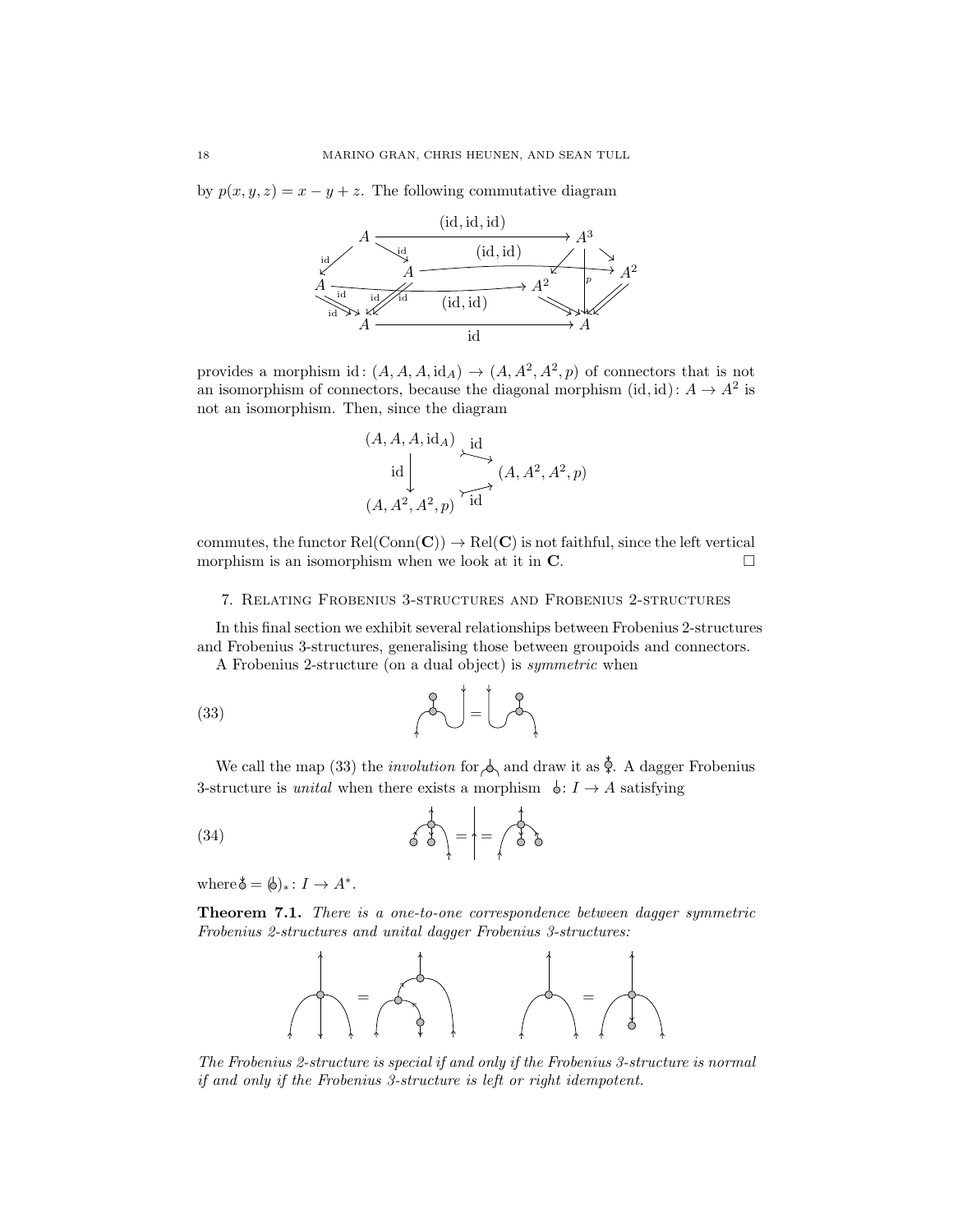by $p(x, y, z) = x - y + z$. The following commutative diagram

$$
\begin{array}{ccc}
A & \xrightarrow{(\mathrm{id},\mathrm{id},\mathrm{id})} & A^3 \\
A \xrightarrow{(\mathrm{id},\mathrm{id})} A^2 & & A \xrightarrow{(\mathrm{id},\mathrm{id})} A^2 \\
A & \xrightarrow{\mathrm{id}} & A
\end{array}
$$

provides a morphism $\mathrm{id}\colon (A, A, A, \mathrm{id}_A) \to (A, A^2, A^2, p)$ of connectors that is not an isomorphism of connectors, because the diagonal morphism $(\mathrm{id}, \mathrm{id})\colon A \to A^2$ is not an isomorphism. Then, since the diagram

$$
\begin{array}{ccc}
(A, A, A, \mathrm{id}_A) & \overset{\mathrm{id}}{\rightarrowtail} & \\
\mathrm{id}\downarrow & & (A, A^2, A^2, p) \\
(A, A^2, A^2, p) & \underset{\mathrm{id}}{\rightarrowtail} &
\end{array}
$$

commutes, the functor $\mathrm{Rel}(\mathrm{Conn}(\mathbf{C})) \to \mathrm{Rel}(\mathbf{C})$ is not faithful, since the left vertical morphism is an isomorphism when we look at it in $\mathbf{C}$. □

## 7. Relating Frobenius 3-structures and Frobenius 2-structures

In this final section we exhibit several relationships between Frobenius 2-structures and Frobenius 3-structures, generalising those between groupoids and connectors.

A Frobenius 2-structure (on a dual object) is *symmetric* when

(33) [string diagram equation]

We call the map (33) the *involution* for [diagram] and draw it as [diagram]. A dagger Frobenius 3-structure is *unital* when there exists a morphism [diagram]$: I \to A$ satisfying

(34) [string diagram equation]

where [diagram] $= ($[diagram]$)_* : I \to A^*$.

**Theorem 7.1.** *There is a one-to-one correspondence between dagger symmetric Frobenius 2-structures and unital dagger Frobenius 3-structures:*

[string diagram equations]

*The Frobenius 2-structure is special if and only if the Frobenius 3-structure is normal if and only if the Frobenius 3-structure is left or right idempotent.*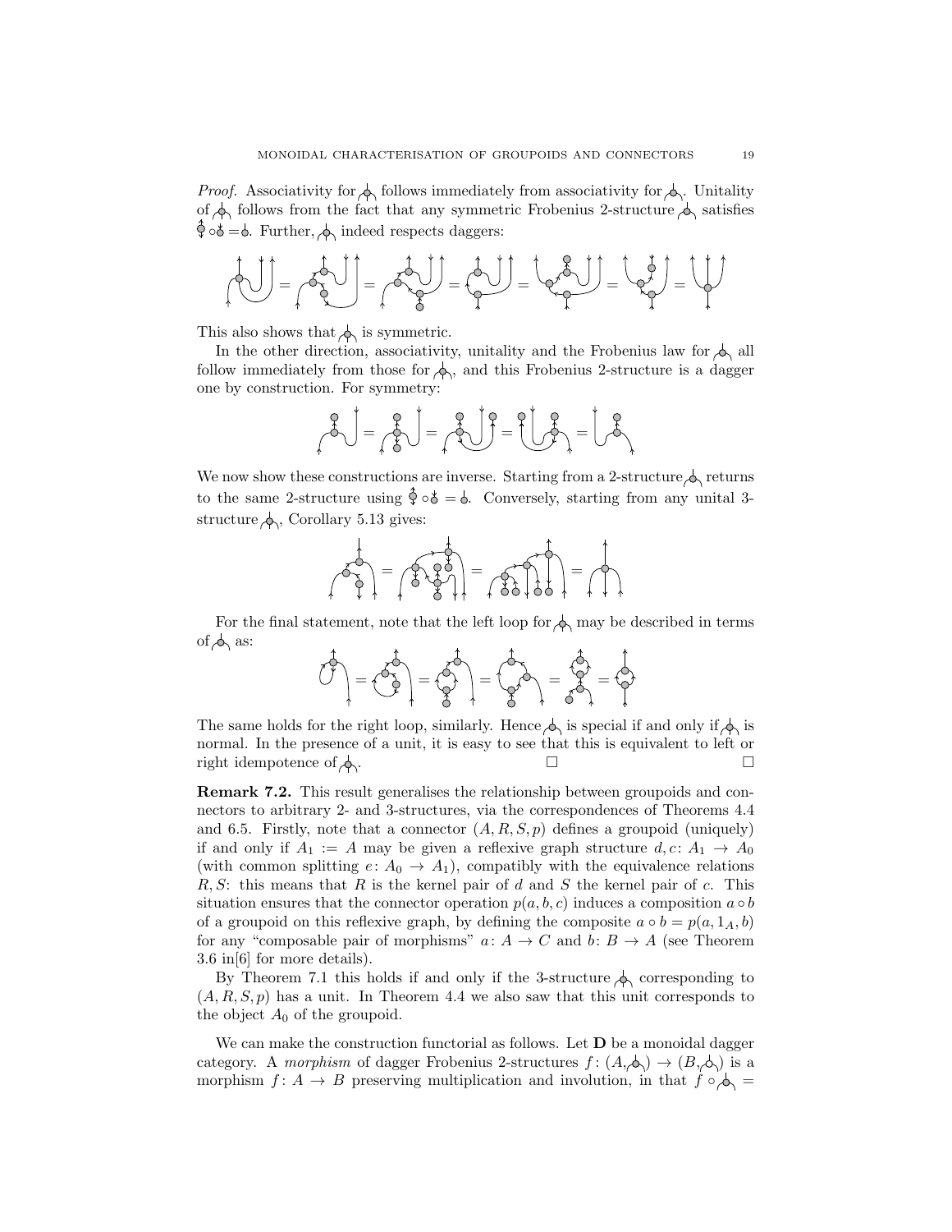*Proof.* Associativity for the 2-structure follows immediately from associativity for the 3-structure. Unitality of the 2-structure follows from the fact that any symmetric Frobenius 2-structure satisfies the unit equation. Further, the 2-structure indeed respects daggers:

This also shows that the 2-structure is symmetric.

In the other direction, associativity, unitality and the Frobenius law for the 3-structure all follow immediately from those for the 2-structure, and this Frobenius 2-structure is a dagger one by construction. For symmetry:

We now show these constructions are inverse. Starting from a 2-structure returns to the same 2-structure using the unit equation. Conversely, starting from any unital 3-structure, Corollary 5.13 gives:

For the final statement, note that the left loop for the 3-structure may be described in terms of the 2-structure as:

The same holds for the right loop, similarly. Hence the 2-structure is special if and only if the 3-structure is normal. In the presence of a unit, it is easy to see that this is equivalent to left or right idempotence of the 3-structure. □ □

**Remark 7.2.** This result generalises the relationship between groupoids and connectors to arbitrary 2- and 3-structures, via the correspondences of Theorems 4.4 and 6.5. Firstly, note that a connector $(A, R, S, p)$ defines a groupoid (uniquely) if and only if $A_1 := A$ may be given a reflexive graph structure $d, c\colon A_1 \to A_0$ (with common splitting $e\colon A_0 \to A_1$), compatibly with the equivalence relations $R, S$: this means that $R$ is the kernel pair of $d$ and $S$ the kernel pair of $c$. This situation ensures that the connector operation $p(a, b, c)$ induces a composition $a \circ b$ of a groupoid on this reflexive graph, by defining the composite $a \circ b = p(a, 1_A, b)$ for any "composable pair of morphisms" $a\colon A \to C$ and $b\colon B \to A$ (see Theorem 3.6 in[6] for more details).

By Theorem 7.1 this holds if and only if the 3-structure corresponding to $(A, R, S, p)$ has a unit. In Theorem 4.4 we also saw that this unit corresponds to the object $A_0$ of the groupoid.

We can make the construction functorial as follows. Let $\mathbf{D}$ be a monoidal dagger category. A *morphism* of dagger Frobenius 2-structures $f\colon (A, \cdot) \to (B, \cdot)$ is a morphism $f\colon A \to B$ preserving multiplication and involution, in that $f \circ \cdot =$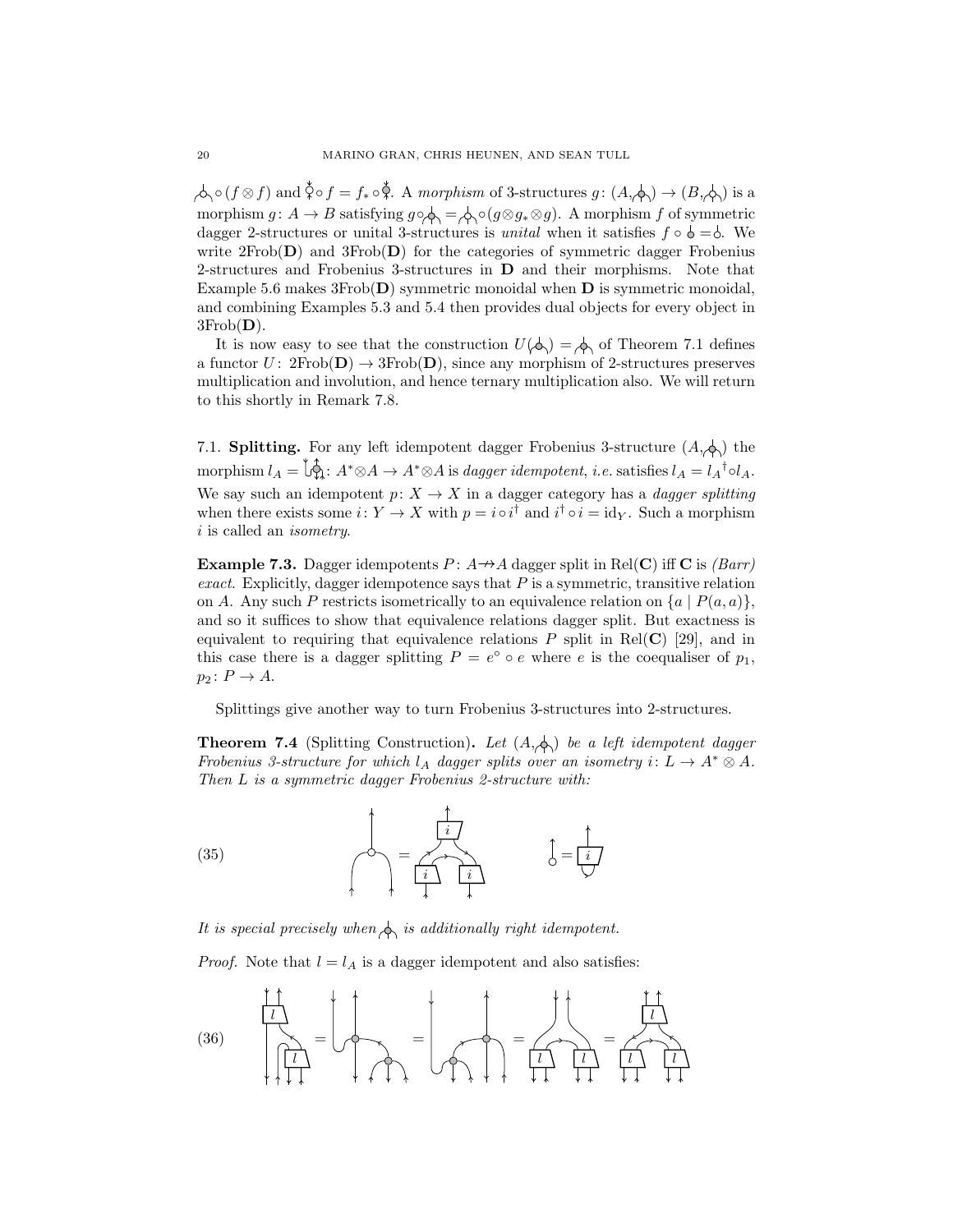$\circ (f \otimes f)$ and $\circ f = f_* \circ$. A *morphism* of 3-structures $g\colon (A, ) \to (B, )$ is a morphism $g\colon A \to B$ satisfying $g \circ = \circ (g \otimes g_* \otimes g)$. A morphism $f$ of symmetric dagger 2-structures or unital 3-structures is *unital* when it satisfies $f \circ = $. We write 2Frob($\mathbf{D}$) and 3Frob($\mathbf{D}$) for the categories of symmetric dagger Frobenius 2-structures and Frobenius 3-structures in $\mathbf{D}$ and their morphisms. Note that Example 5.6 makes 3Frob($\mathbf{D}$) symmetric monoidal when $\mathbf{D}$ is symmetric monoidal, and combining Examples 5.3 and 5.4 then provides dual objects for every object in 3Frob($\mathbf{D}$).

It is now easy to see that the construction $U( ) = $ of Theorem 7.1 defines a functor $U\colon$ 2Frob($\mathbf{D}$) $\to$ 3Frob($\mathbf{D}$), since any morphism of 2-structures preserves multiplication and involution, and hence ternary multiplication also. We will return to this shortly in Remark 7.8.

7.1. **Splitting.** For any left idempotent dagger Frobenius 3-structure $(A, )$ the morphism $l_A = \colon A^* \otimes A \to A^* \otimes A$ is *dagger idempotent*, *i.e.* satisfies $l_A = {l_A}^\dagger \circ l_A$. We say such an idempotent $p\colon X \to X$ in a dagger category has a *dagger splitting* when there exists some $i\colon Y \to X$ with $p = i \circ i^\dagger$ and $i^\dagger \circ i = \mathrm{id}_Y$. Such a morphism $i$ is called an *isometry*.

**Example 7.3.** Dagger idempotents $P\colon A \nrightarrow A$ dagger split in Rel($\mathbf{C}$) iff $\mathbf{C}$ is *(Barr) exact*. Explicitly, dagger idempotence says that $P$ is a symmetric, transitive relation on $A$. Any such $P$ restricts isometrically to an equivalence relation on $\{a \mid P(a, a)\}$, and so it suffices to show that equivalence relations dagger split. But exactness is equivalent to requiring that equivalence relations $P$ split in Rel($\mathbf{C}$) [29], and in this case there is a dagger splitting $P = e^\circ \circ e$ where $e$ is the coequaliser of $p_1$, $p_2\colon P \to A$.

Splittings give another way to turn Frobenius 3-structures into 2-structures.

**Theorem 7.4** (Splitting Construction)**.** *Let $(A, )$ be a left idempotent dagger Frobenius 3-structure for which $l_A$ dagger splits over an isometry $i\colon L \to A^* \otimes A$. Then $L$ is a symmetric dagger Frobenius 2-structure with:*

(35) [string diagrams: multiplication on $L$ defined via $i$, $i$ and $i^\dagger$; unit defined via $i$ and a cap]

*It is special precisely when  is additionally right idempotent.*

*Proof.* Note that $l = l_A$ is a dagger idempotent and also satisfies:

(36) [string diagram equations involving $l$]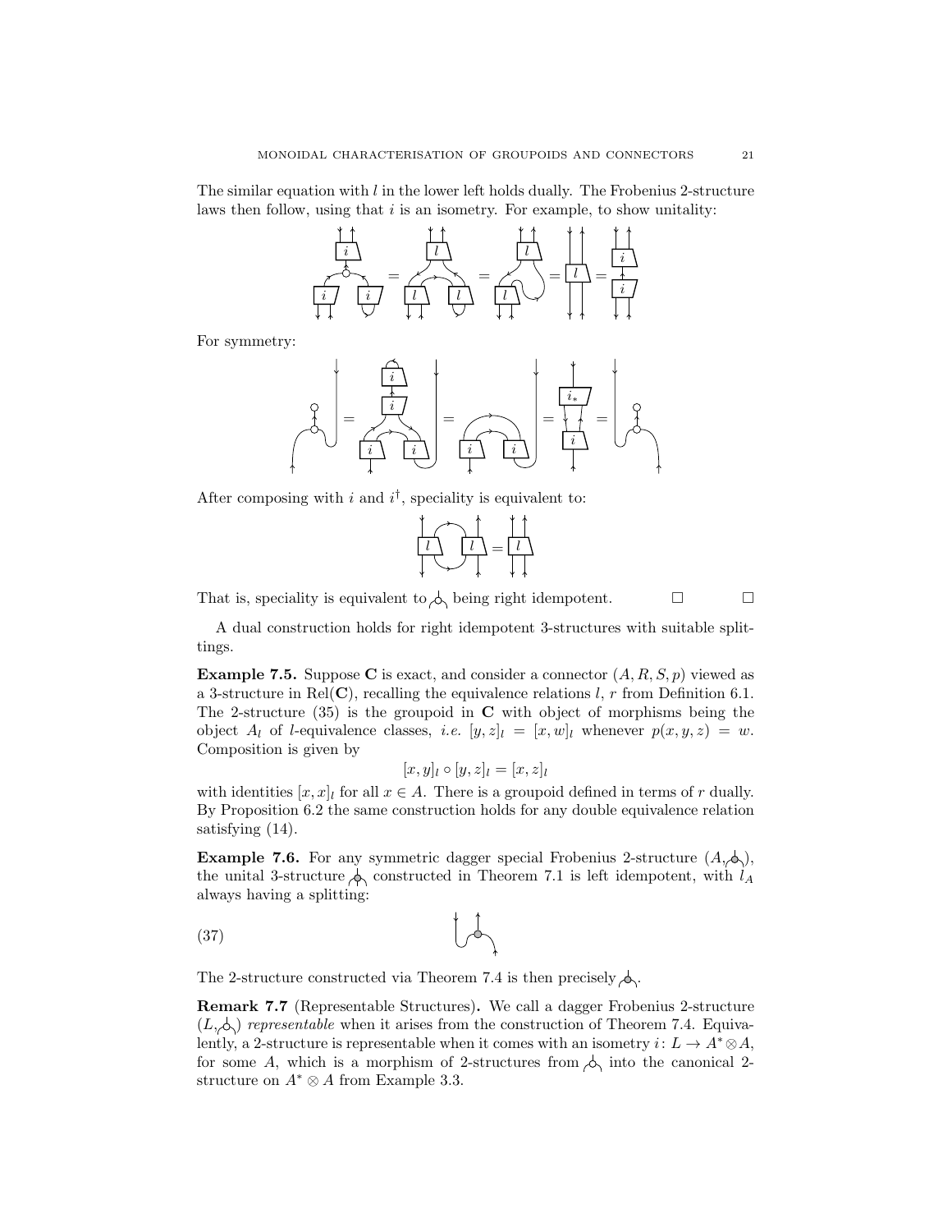The similar equation with $l$ in the lower left holds dually. The Frobenius 2-structure laws then follow, using that $i$ is an isometry. For example, to show unitality:

For symmetry:

After composing with $i$ and $i^\dagger$, speciality is equivalent to:

That is, speciality is equivalent to being right idempotent. □ □

A dual construction holds for right idempotent 3-structures with suitable splittings.

**Example 7.5.** Suppose $\mathbf{C}$ is exact, and consider a connector $(A, R, S, p)$ viewed as a 3-structure in $\mathrm{Rel}(\mathbf{C})$, recalling the equivalence relations $l$, $r$ from Definition 6.1. The 2-structure (35) is the groupoid in $\mathbf{C}$ with object of morphisms being the object $A_l$ of $l$-equivalence classes, *i.e.* $[y, z]_l = [x, w]_l$ whenever $p(x, y, z) = w$. Composition is given by

$$[x, y]_l \circ [y, z]_l = [x, z]_l$$

with identities $[x, x]_l$ for all $x \in A$. There is a groupoid defined in terms of $r$ dually. By Proposition 6.2 the same construction holds for any double equivalence relation satisfying (14).

**Example 7.6.** For any symmetric dagger special Frobenius 2-structure $(A, \,\cdot\,)$, the unital 3-structure constructed in Theorem 7.1 is left idempotent, with $l_A$ always having a splitting:

(37)

The 2-structure constructed via Theorem 7.4 is then precisely the original one.

**Remark 7.7** (Representable Structures)**.** We call a dagger Frobenius 2-structure $(L, \,\cdot\,)$ *representable* when it arises from the construction of Theorem 7.4. Equivalently, a 2-structure is representable when it comes with an isometry $i \colon L \to A^* \otimes A$, for some $A$, which is a morphism of 2-structures from it into the canonical 2-structure on $A^* \otimes A$ from Example 3.3.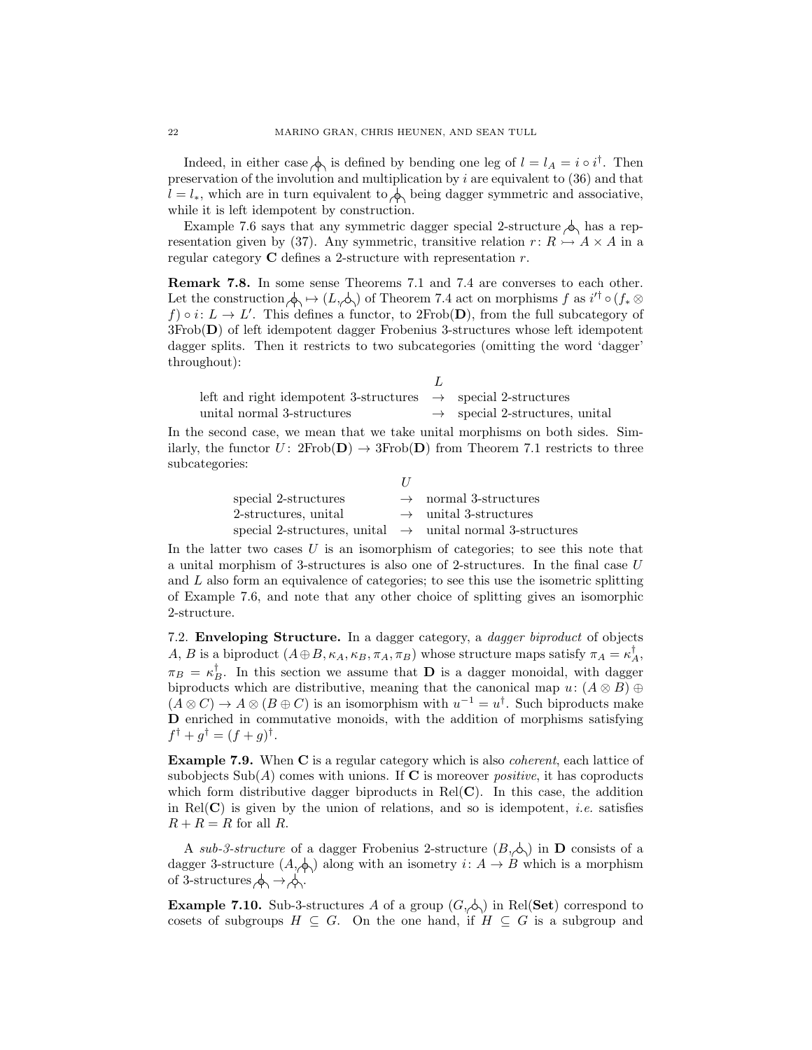Indeed, in either case $\mathbin{\text{⅄}}$ is defined by bending one leg of $l = l_A = i \circ i^\dagger$. Then preservation of the involution and multiplication by $i$ are equivalent to (36) and that $l = l_*$, which are in turn equivalent to $\mathbin{\text{⅄}}$ being dagger symmetric and associative, while it is left idempotent by construction.

Example 7.6 says that any symmetric dagger special 2-structure $\mathbin{\text{⅄}}$ has a representation given by (37). Any symmetric, transitive relation $r\colon R \rightarrowtail A \times A$ in a regular category $\mathbf{C}$ defines a 2-structure with representation $r$.

**Remark 7.8.** In some sense Theorems 7.1 and 7.4 are converses to each other. Let the construction $\mathbin{\text{⅄}} \mapsto (L, \mathbin{\text{⅄}})$ of Theorem 7.4 act on morphisms $f$ as $i'^\dagger \circ (f_* \otimes f) \circ i\colon L \to L'$. This defines a functor, to 2Frob($\mathbf{D}$), from the full subcategory of 3Frob($\mathbf{D}$) of left idempotent dagger Frobenius 3-structures whose left idempotent dagger splits. Then it restricts to two subcategories (omitting the word 'dagger' throughout):

| | $L$ | |
|---|---|---|
| left and right idempotent 3-structures | $\to$ | special 2-structures |
| unital normal 3-structures | $\to$ | special 2-structures, unital |

In the second case, we mean that we take unital morphisms on both sides. Similarly, the functor $U\colon$ 2Frob($\mathbf{D}$) $\to$ 3Frob($\mathbf{D}$) from Theorem 7.1 restricts to three subcategories:

| | $U$ | |
|---|---|---|
| special 2-structures | $\to$ | normal 3-structures |
| 2-structures, unital | $\to$ | unital 3-structures |
| special 2-structures, unital | $\to$ | unital normal 3-structures |

In the latter two cases $U$ is an isomorphism of categories; to see this note that a unital morphism of 3-structures is also one of 2-structures. In the final case $U$ and $L$ also form an equivalence of categories; to see this use the isometric splitting of Example 7.6, and note that any other choice of splitting gives an isomorphic 2-structure.

7.2. **Enveloping Structure.** In a dagger category, a *dagger biproduct* of objects $A$, $B$ is a biproduct $(A \oplus B, \kappa_A, \kappa_B, \pi_A, \pi_B)$ whose structure maps satisfy $\pi_A = \kappa_A^\dagger$, $\pi_B = \kappa_B^\dagger$. In this section we assume that $\mathbf{D}$ is a dagger monoidal, with dagger biproducts which are distributive, meaning that the canonical map $u\colon (A \otimes B) \oplus (A \otimes C) \to A \otimes (B \oplus C)$ is an isomorphism with $u^{-1} = u^\dagger$. Such biproducts make $\mathbf{D}$ enriched in commutative monoids, with the addition of morphisms satisfying $f^\dagger + g^\dagger = (f+g)^\dagger$.

**Example 7.9.** When $\mathbf{C}$ is a regular category which is also *coherent*, each lattice of subobjects Sub($A$) comes with unions. If $\mathbf{C}$ is moreover *positive*, it has coproducts which form distributive dagger biproducts in Rel($\mathbf{C}$). In this case, the addition in Rel($\mathbf{C}$) is given by the union of relations, and so is idempotent, *i.e.* satisfies $R + R = R$ for all $R$.

A *sub-3-structure* of a dagger Frobenius 2-structure $(B, \mathbin{\text{⅄}})$ in $\mathbf{D}$ consists of a dagger 3-structure $(A, \mathbin{\text{⅄}})$ along with an isometry $i\colon A \to B$ which is a morphism of 3-structures $\mathbin{\text{⅄}} \to \mathbin{\text{⅄}}$.

**Example 7.10.** Sub-3-structures $A$ of a group $(G, \mathbin{\text{⅄}})$ in Rel(**Set**) correspond to cosets of subgroups $H \subseteq G$. On the one hand, if $H \subseteq G$ is a subgroup and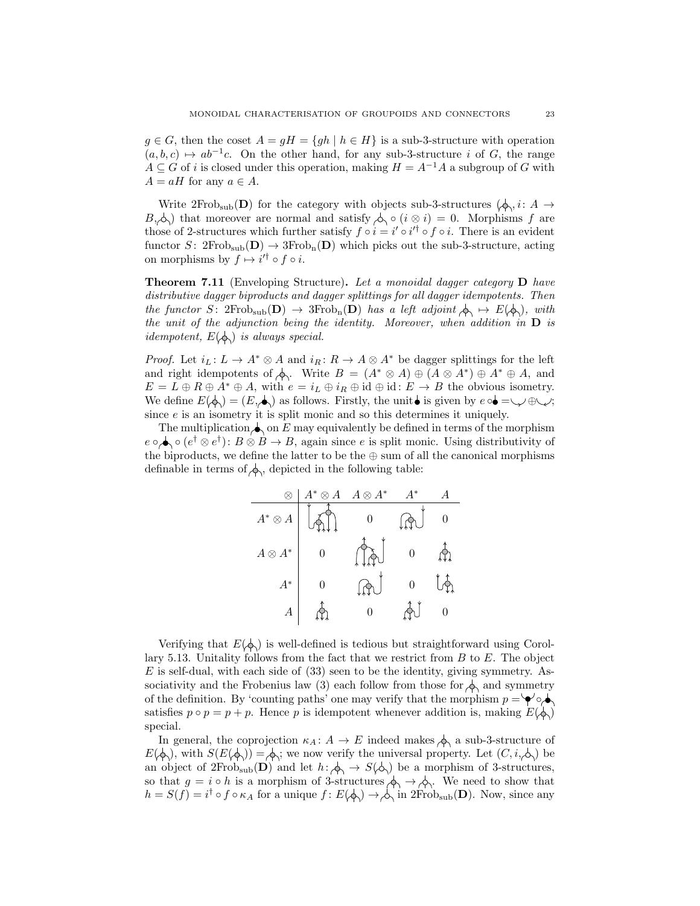$g \in G$, then the coset $A = gH = \{gh \mid h \in H\}$ is a sub-3-structure with operation $(a, b, c) \mapsto ab^{-1}c$. On the other hand, for any sub-3-structure $i$ of $G$, the range $A \subseteq G$ of $i$ is closed under this operation, making $H = A^{-1}A$ a subgroup of $G$ with $A = aH$ for any $a \in A$.

Write $2\text{Frob}_{\text{sub}}(\mathbf{D})$ for the category with objects sub-3-structures (⏀, $i\colon A \to B$, ⏀) that moreover are normal and satisfy ⏀ $\circ (i \otimes i) = 0$. Morphisms $f$ are those of 2-structures which further satisfy $f \circ i = i' \circ i'^{\dagger} \circ f \circ i$. There is an evident functor $S\colon 2\text{Frob}_{\text{sub}}(\mathbf{D}) \to 3\text{Frob}_{\text{n}}(\mathbf{D})$ which picks out the sub-3-structure, acting on morphisms by $f \mapsto i'^{\dagger} \circ f \circ i$.

**Theorem 7.11** (Enveloping Structure). *Let a monoidal dagger category* $\mathbf{D}$ *have distributive dagger biproducts and dagger splittings for all dagger idempotents. Then the functor* $S\colon 2\text{Frob}_{\text{sub}}(\mathbf{D}) \to 3\text{Frob}_{\text{n}}(\mathbf{D})$ *has a left adjoint* ⏀ $\mapsto E($⏀$)$*, with the unit of the adjunction being the identity. Moreover, when addition in* $\mathbf{D}$ *is idempotent,* $E($⏀$)$ *is always special.*

*Proof.* Let $i_L\colon L \to A^* \otimes A$ and $i_R\colon R \to A \otimes A^*$ be dagger splittings for the left and right idempotents of ⏀. Write $B = (A^* \otimes A) \oplus (A \otimes A^*) \oplus A^* \oplus A$, and $E = L \oplus R \oplus A^* \oplus A$, with $e = i_L \oplus i_R \oplus \text{id} \oplus \text{id}\colon E \to B$ the obvious isometry. We define $E($⏀$) = (E,$ ●$)$ as follows. Firstly, the unit ● is given by $e \circ$ ● $=$ ◡ $\oplus$ ◡; since $e$ is an isometry it is split monic and so this determines it uniquely.

The multiplication ● on $E$ may equivalently be defined in terms of the morphism $e \circ$ ● $\circ (e^{\dagger} \otimes e^{\dagger})\colon B \otimes B \to B$, again since $e$ is split monic. Using distributivity of the biproducts, we define the latter to be the $\oplus$ sum of all the canonical morphisms definable in terms of ⏀, depicted in the following table:

| $\otimes$ | $A^* \otimes A$ | $A \otimes A^*$ | $A^*$ | $A$ |
|---|---|---|---|---|
| $A^* \otimes A$ | [diagram] | 0 | [diagram] | 0 |
| $A \otimes A^*$ | 0 | [diagram] | 0 | [diagram] |
| $A^*$ | 0 | [diagram] | 0 | [diagram] |
| $A$ | [diagram] | 0 | [diagram] | 0 |

Verifying that $E($⏀$)$ is well-defined is tedious but straightforward using Corollary 5.13. Unitality follows from the fact that we restrict from $B$ to $E$. The object $E$ is self-dual, with each side of (33) seen to be the identity, giving symmetry. Associativity and the Frobenius law (3) each follow from those for ⏀ and symmetry of the definition. By 'counting paths' one may verify that the morphism $p =$ ● $\circ$ ● satisfies $p \circ p = p + p$. Hence $p$ is idempotent whenever addition is, making $E($⏀$)$ special.

In general, the coprojection $\kappa_A\colon A \to E$ indeed makes ⏀ a sub-3-structure of $E($⏀$)$, with $S(E($⏀$)) =$ ⏀; we now verify the universal property. Let $(C, i,$ ⏀$)$ be an object of $2\text{Frob}_{\text{sub}}(\mathbf{D})$ and let $h\colon$ ⏀ $\to S($⏀$)$ be a morphism of 3-structures, so that $g = i \circ h$ is a morphism of 3-structures ⏀ $\to$ ⏀. We need to show that $h = S(f) = i^{\dagger} \circ f \circ \kappa_A$ for a unique $f\colon E($⏀$) \to$ ⏀ in $2\text{Frob}_{\text{sub}}(\mathbf{D})$. Now, since any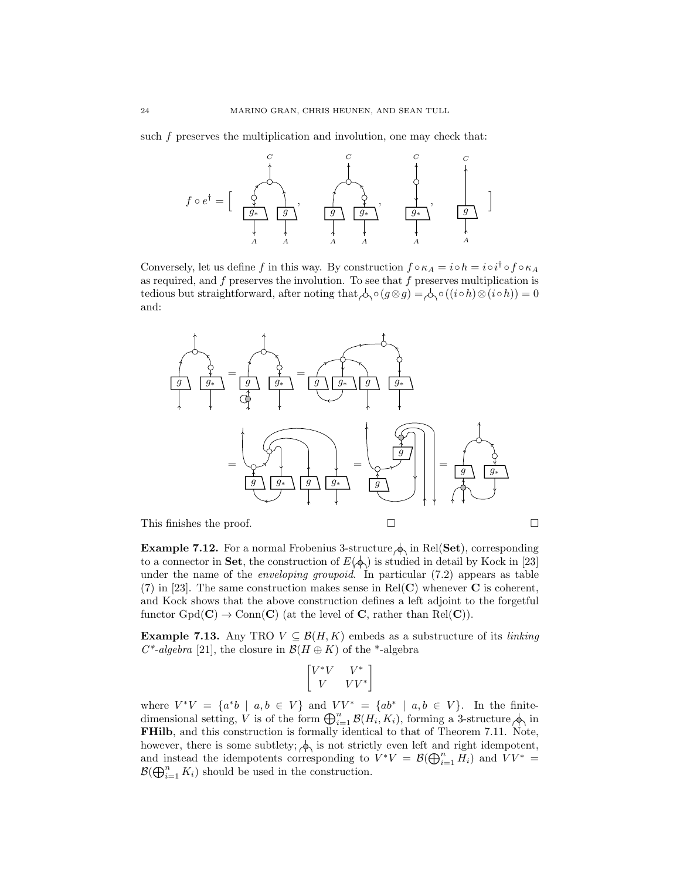such $f$ preserves the multiplication and involution, one may check that:

$$f \circ e^\dagger = \Big[ \quad , \quad , \quad , \quad \Big]$$

Conversely, let us define $f$ in this way. By construction $f \circ \kappa_A = i \circ h = i \circ i^\dagger \circ f \circ \kappa_A$ as required, and $f$ preserves the involution. To see that $f$ preserves multiplication is tedious but straightforward, after noting that $\circ (g \otimes g) = \circ ((i \circ h) \otimes (i \circ h)) = 0$ and:

This finishes the proof. □ □

**Example 7.12.** For a normal Frobenius 3-structure in Rel(**Set**), corresponding to a connector in **Set**, the construction of $E(\cdot)$ is studied in detail by Kock in [23] under the name of the *enveloping groupoid*. In particular (7.2) appears as table (7) in [23]. The same construction makes sense in Rel(**C**) whenever **C** is coherent, and Kock shows that the above construction defines a left adjoint to the forgetful functor $\text{Gpd}(\mathbf{C}) \to \text{Conn}(\mathbf{C})$ (at the level of **C**, rather than Rel(**C**)).

**Example 7.13.** Any TRO $V \subseteq \mathcal{B}(H, K)$ embeds as a substructure of its *linking* $C^*$*-algebra* [21], the closure in $\mathcal{B}(H \oplus K)$ of the *-algebra

$$\begin{bmatrix} V^*V & V^* \\ V & VV^* \end{bmatrix}$$

where $V^*V = \{a^*b \mid a, b \in V\}$ and $VV^* = \{ab^* \mid a, b \in V\}$. In the finite-dimensional setting, $V$ is of the form $\bigoplus_{i=1}^n \mathcal{B}(H_i, K_i)$, forming a 3-structure in **FHilb**, and this construction is formally identical to that of Theorem 7.11. Note, however, there is some subtlety; is not strictly even left and right idempotent, and instead the idempotents corresponding to $V^*V = \mathcal{B}(\bigoplus_{i=1}^n H_i)$ and $VV^* = \mathcal{B}(\bigoplus_{i=1}^n K_i)$ should be used in the construction.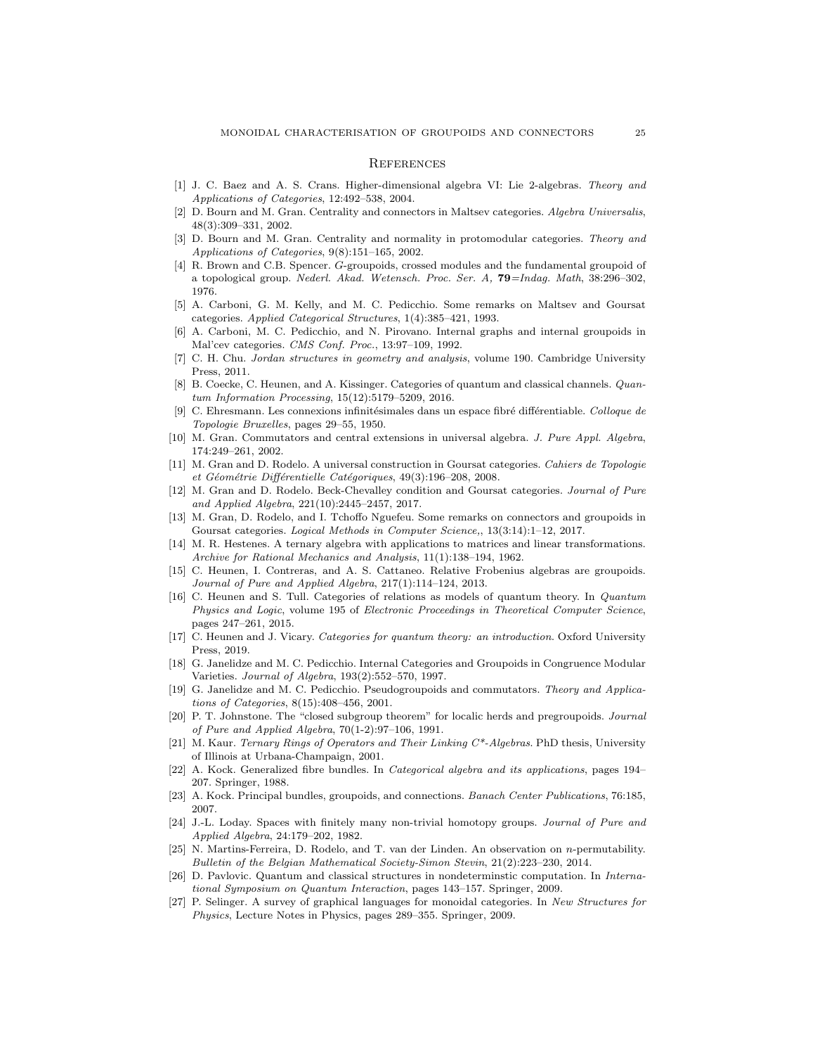## References

[1] J. C. Baez and A. S. Crans. Higher-dimensional algebra VI: Lie 2-algebras. *Theory and Applications of Categories*, 12:492–538, 2004.

[2] D. Bourn and M. Gran. Centrality and connectors in Maltsev categories. *Algebra Universalis*, 48(3):309–331, 2002.

[3] D. Bourn and M. Gran. Centrality and normality in protomodular categories. *Theory and Applications of Categories*, 9(8):151–165, 2002.

[4] R. Brown and C.B. Spencer. $G$-groupoids, crossed modules and the fundamental groupoid of a topological group. *Nederl. Akad. Wetensch. Proc. Ser. A,* **79**=*Indag. Math*, 38:296–302, 1976.

[5] A. Carboni, G. M. Kelly, and M. C. Pedicchio. Some remarks on Maltsev and Goursat categories. *Applied Categorical Structures*, 1(4):385–421, 1993.

[6] A. Carboni, M. C. Pedicchio, and N. Pirovano. Internal graphs and internal groupoids in Mal'cev categories. *CMS Conf. Proc.*, 13:97–109, 1992.

[7] C. H. Chu. *Jordan structures in geometry and analysis*, volume 190. Cambridge University Press, 2011.

[8] B. Coecke, C. Heunen, and A. Kissinger. Categories of quantum and classical channels. *Quantum Information Processing*, 15(12):5179–5209, 2016.

[9] C. Ehresmann. Les connexions infinitésimales dans un espace fibré différentiable. *Colloque de Topologie Bruxelles*, pages 29–55, 1950.

[10] M. Gran. Commutators and central extensions in universal algebra. *J. Pure Appl. Algebra*, 174:249–261, 2002.

[11] M. Gran and D. Rodelo. A universal construction in Goursat categories. *Cahiers de Topologie et Géométrie Différentielle Catégoriques*, 49(3):196–208, 2008.

[12] M. Gran and D. Rodelo. Beck-Chevalley condition and Goursat categories. *Journal of Pure and Applied Algebra*, 221(10):2445–2457, 2017.

[13] M. Gran, D. Rodelo, and I. Tchoffo Nguefeu. Some remarks on connectors and groupoids in Goursat categories. *Logical Methods in Computer Science,*, 13(3:14):1–12, 2017.

[14] M. R. Hestenes. A ternary algebra with applications to matrices and linear transformations. *Archive for Rational Mechanics and Analysis*, 11(1):138–194, 1962.

[15] C. Heunen, I. Contreras, and A. S. Cattaneo. Relative Frobenius algebras are groupoids. *Journal of Pure and Applied Algebra*, 217(1):114–124, 2013.

[16] C. Heunen and S. Tull. Categories of relations as models of quantum theory. In *Quantum Physics and Logic*, volume 195 of *Electronic Proceedings in Theoretical Computer Science*, pages 247–261, 2015.

[17] C. Heunen and J. Vicary. *Categories for quantum theory: an introduction*. Oxford University Press, 2019.

[18] G. Janelidze and M. C. Pedicchio. Internal Categories and Groupoids in Congruence Modular Varieties. *Journal of Algebra*, 193(2):552–570, 1997.

[19] G. Janelidze and M. C. Pedicchio. Pseudogroupoids and commutators. *Theory and Applications of Categories*, 8(15):408–456, 2001.

[20] P. T. Johnstone. The "closed subgroup theorem" for localic herds and pregroupoids. *Journal of Pure and Applied Algebra*, 70(1-2):97–106, 1991.

[21] M. Kaur. *Ternary Rings of Operators and Their Linking C\*-Algebras*. PhD thesis, University of Illinois at Urbana-Champaign, 2001.

[22] A. Kock. Generalized fibre bundles. In *Categorical algebra and its applications*, pages 194–207. Springer, 1988.

[23] A. Kock. Principal bundles, groupoids, and connections. *Banach Center Publications*, 76:185, 2007.

[24] J.-L. Loday. Spaces with finitely many non-trivial homotopy groups. *Journal of Pure and Applied Algebra*, 24:179–202, 1982.

[25] N. Martins-Ferreira, D. Rodelo, and T. van der Linden. An observation on $n$-permutability. *Bulletin of the Belgian Mathematical Society-Simon Stevin*, 21(2):223–230, 2014.

[26] D. Pavlovic. Quantum and classical structures in nondeterminstic computation. In *International Symposium on Quantum Interaction*, pages 143–157. Springer, 2009.

[27] P. Selinger. A survey of graphical languages for monoidal categories. In *New Structures for Physics*, Lecture Notes in Physics, pages 289–355. Springer, 2009.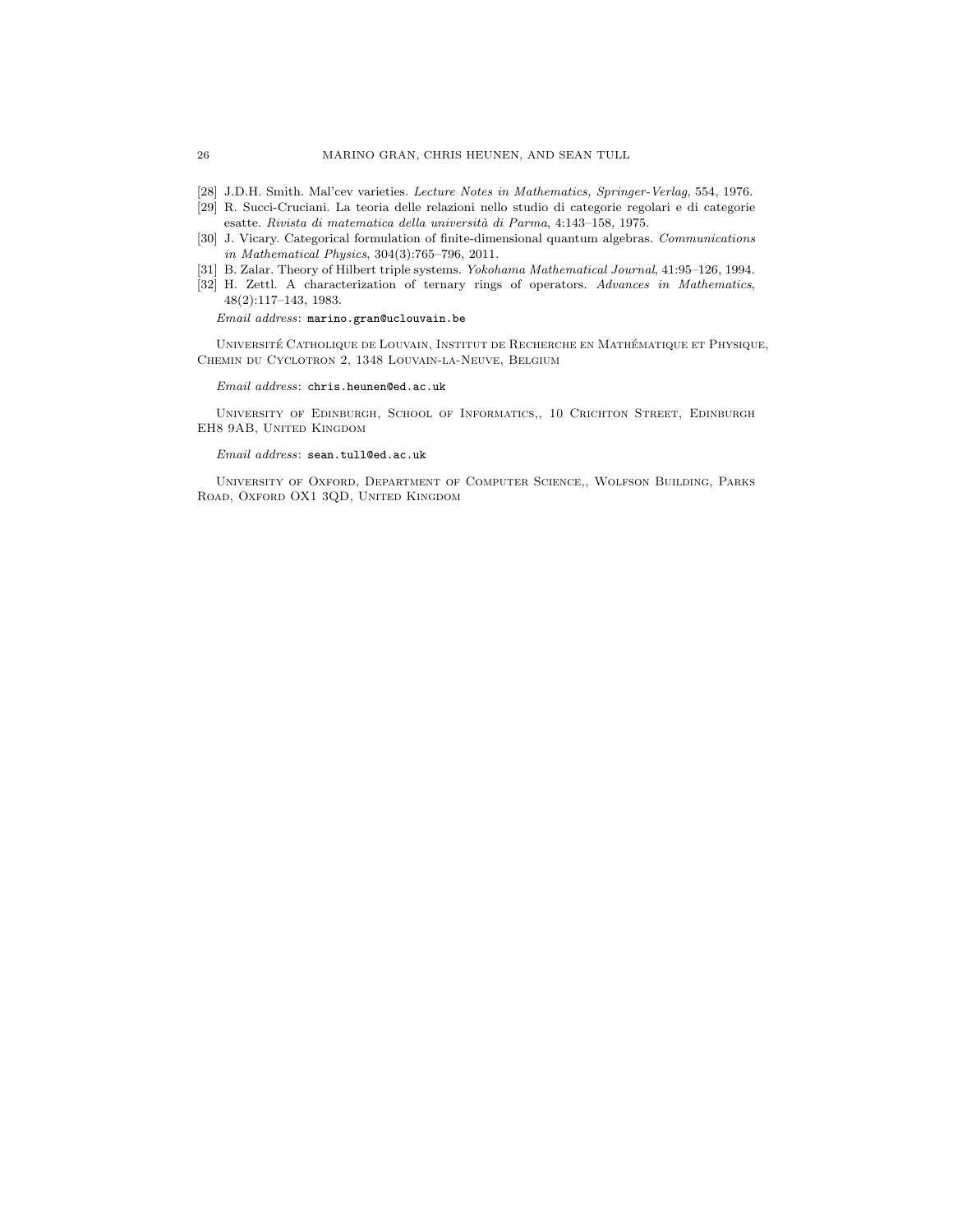[28] J.D.H. Smith. Mal'cev varieties. *Lecture Notes in Mathematics, Springer-Verlag*, 554, 1976.

[29] R. Succi-Cruciani. La teoria delle relazioni nello studio di categorie regolari e di categorie esatte. *Rivista di matematica della università di Parma*, 4:143–158, 1975.

[30] J. Vicary. Categorical formulation of finite-dimensional quantum algebras. *Communications in Mathematical Physics*, 304(3):765–796, 2011.

[31] B. Zalar. Theory of Hilbert triple systems. *Yokohama Mathematical Journal*, 41:95–126, 1994.

[32] H. Zettl. A characterization of ternary rings of operators. *Advances in Mathematics*, 48(2):117–143, 1983.

*Email address*: `marino.gran@uclouvain.be`

Université Catholique de Louvain, Institut de Recherche en Mathématique et Physique, Chemin du Cyclotron 2, 1348 Louvain-la-Neuve, Belgium

*Email address*: `chris.heunen@ed.ac.uk`

University of Edinburgh, School of Informatics,, 10 Crichton Street, Edinburgh EH8 9AB, United Kingdom

*Email address*: `sean.tull@ed.ac.uk`

University of Oxford, Department of Computer Science,, Wolfson Building, Parks Road, Oxford OX1 3QD, United Kingdom